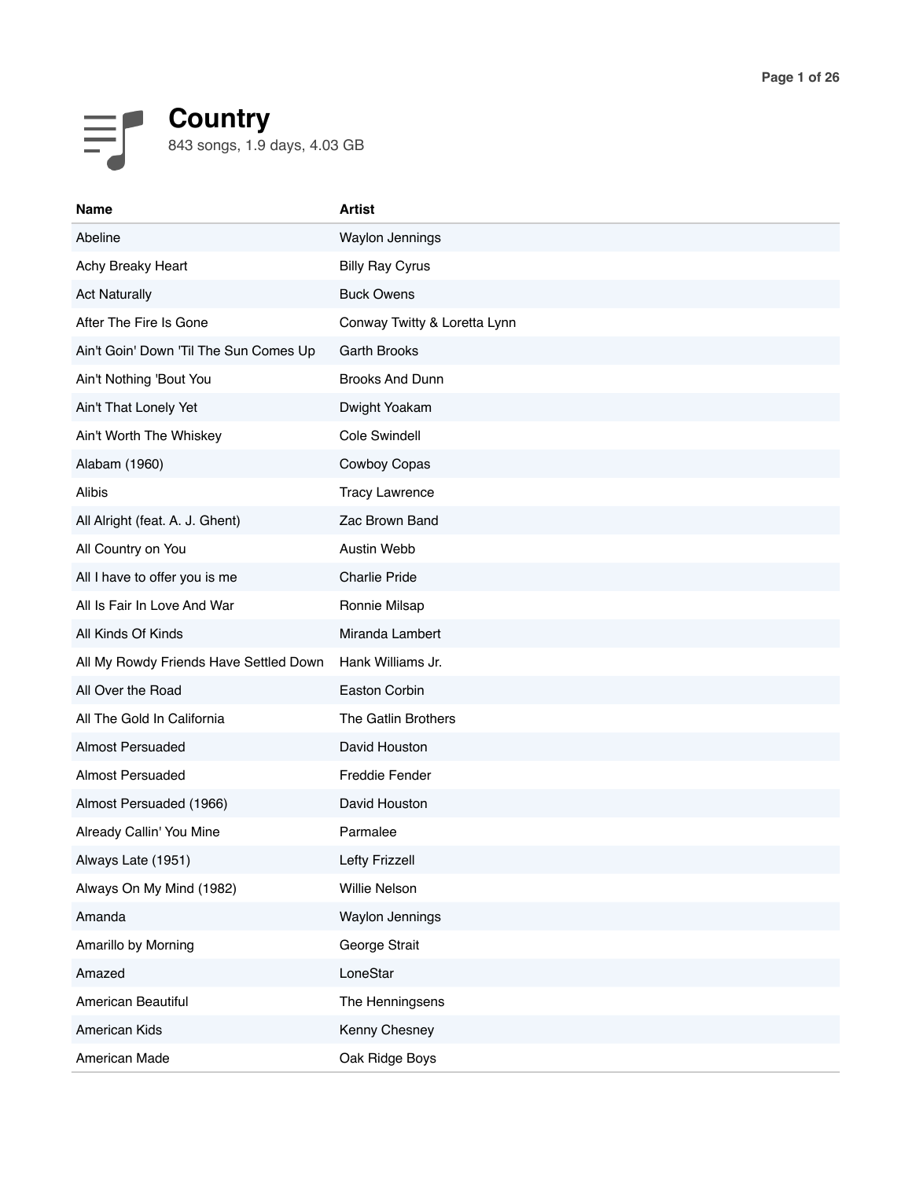# Country

843 songs, 1.9 days, 4.03 GB

| Name | Artist |
| --- | --- |
| Abeline | Waylon Jennings |
| Achy Breaky Heart | Billy Ray Cyrus |
| Act Naturally | Buck Owens |
| After The Fire Is Gone | Conway Twitty & Loretta Lynn |
| Ain't Goin' Down 'Til The Sun Comes Up | Garth Brooks |
| Ain't Nothing 'Bout You | Brooks And Dunn |
| Ain't That Lonely Yet | Dwight Yoakam |
| Ain't Worth The Whiskey | Cole Swindell |
| Alabam (1960) | Cowboy Copas |
| Alibis | Tracy Lawrence |
| All Alright (feat. A. J. Ghent) | Zac Brown Band |
| All Country on You | Austin Webb |
| All I have to offer you is me | Charlie Pride |
| All Is Fair In Love And War | Ronnie Milsap |
| All Kinds Of Kinds | Miranda Lambert |
| All My Rowdy Friends Have Settled Down | Hank Williams Jr. |
| All Over the Road | Easton Corbin |
| All The Gold In California | The Gatlin Brothers |
| Almost Persuaded | David Houston |
| Almost Persuaded | Freddie Fender |
| Almost Persuaded (1966) | David Houston |
| Already Callin' You Mine | Parmalee |
| Always Late (1951) | Lefty Frizzell |
| Always On My Mind (1982) | Willie Nelson |
| Amanda | Waylon Jennings |
| Amarillo by Morning | George Strait |
| Amazed | LoneStar |
| American Beautiful | The Henningsens |
| American Kids | Kenny Chesney |
| American Made | Oak Ridge Boys |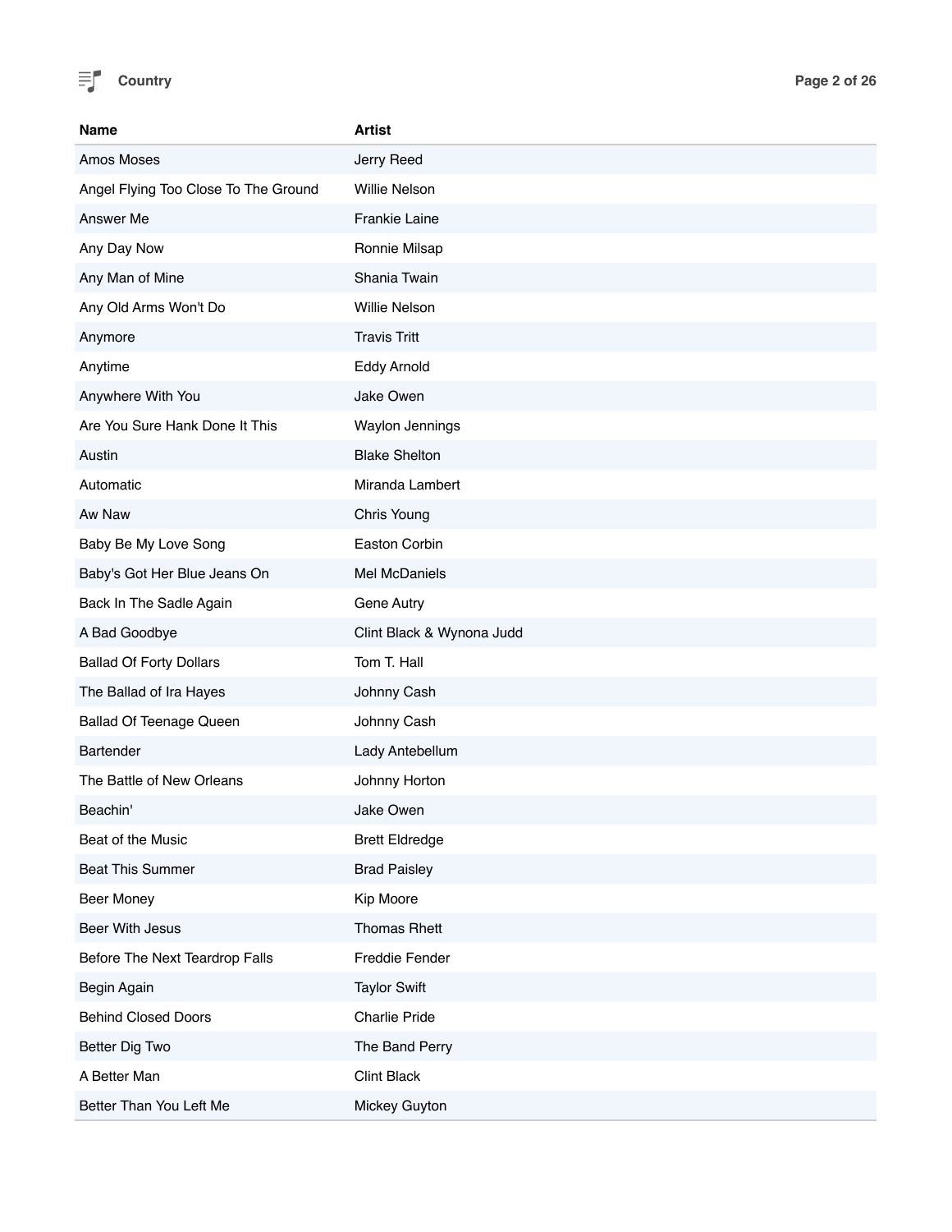| Name | Artist |
| --- | --- |
| Amos Moses | Jerry Reed |
| Angel Flying Too Close To The Ground | Willie Nelson |
| Answer Me | Frankie Laine |
| Any Day Now | Ronnie Milsap |
| Any Man of Mine | Shania Twain |
| Any Old Arms Won't Do | Willie Nelson |
| Anymore | Travis Tritt |
| Anytime | Eddy Arnold |
| Anywhere With You | Jake Owen |
| Are You Sure Hank Done It This | Waylon Jennings |
| Austin | Blake Shelton |
| Automatic | Miranda Lambert |
| Aw Naw | Chris Young |
| Baby Be My Love Song | Easton Corbin |
| Baby's Got Her Blue Jeans On | Mel McDaniels |
| Back In The Sadle Again | Gene Autry |
| A Bad Goodbye | Clint Black & Wynona Judd |
| Ballad Of Forty Dollars | Tom T. Hall |
| The Ballad of Ira Hayes | Johnny Cash |
| Ballad Of Teenage Queen | Johnny Cash |
| Bartender | Lady Antebellum |
| The Battle of New Orleans | Johnny Horton |
| Beachin' | Jake Owen |
| Beat of the Music | Brett Eldredge |
| Beat This Summer | Brad Paisley |
| Beer Money | Kip Moore |
| Beer With Jesus | Thomas Rhett |
| Before The Next Teardrop Falls | Freddie Fender |
| Begin Again | Taylor Swift |
| Behind Closed Doors | Charlie Pride |
| Better Dig Two | The Band Perry |
| A Better Man | Clint Black |
| Better Than You Left Me | Mickey Guyton |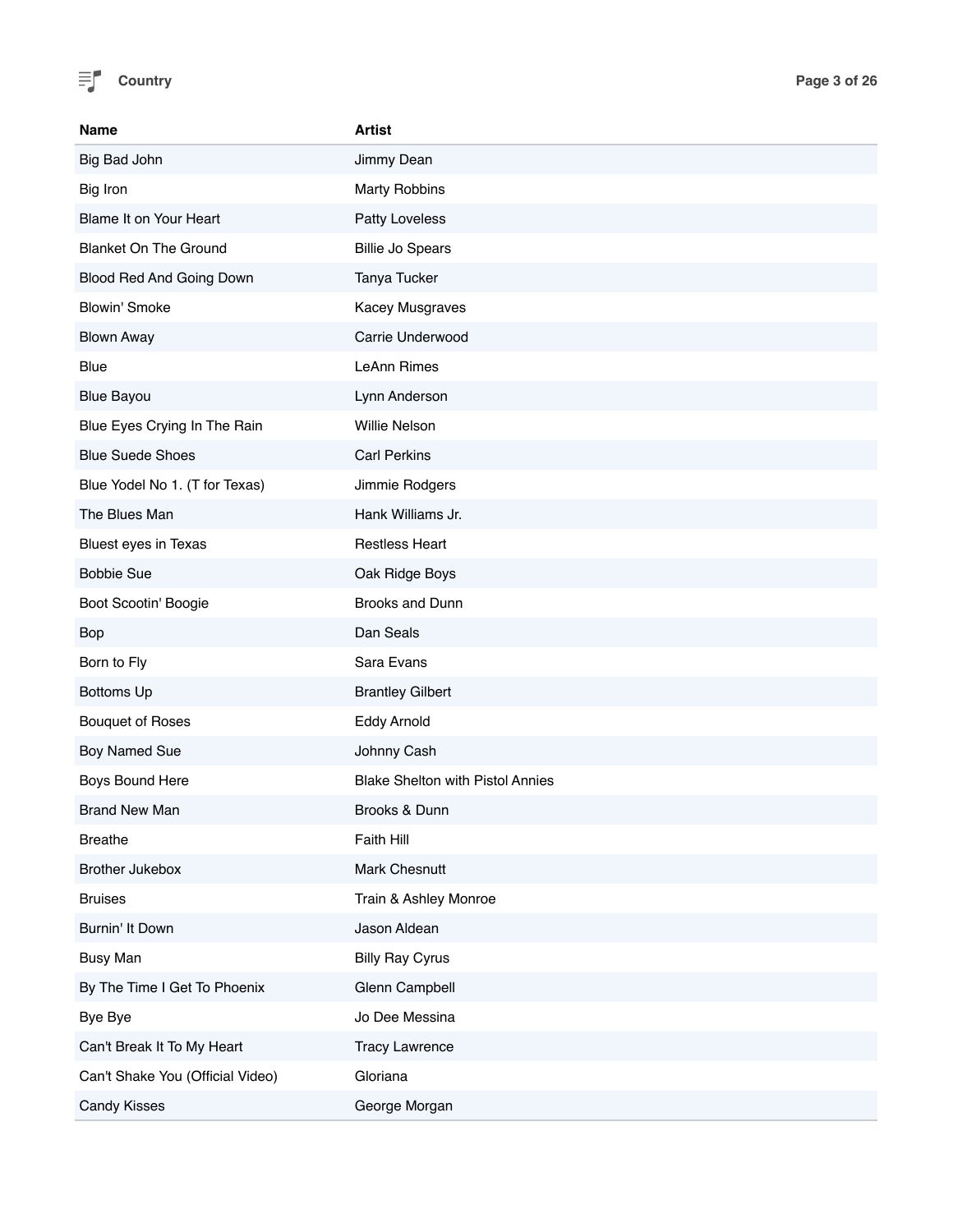| Name | Artist |
|---|---|
| Big Bad John | Jimmy Dean |
| Big Iron | Marty Robbins |
| Blame It on Your Heart | Patty Loveless |
| Blanket On The Ground | Billie Jo Spears |
| Blood Red And Going Down | Tanya Tucker |
| Blowin' Smoke | Kacey Musgraves |
| Blown Away | Carrie Underwood |
| Blue | LeAnn Rimes |
| Blue Bayou | Lynn Anderson |
| Blue Eyes Crying In The Rain | Willie Nelson |
| Blue Suede Shoes | Carl Perkins |
| Blue Yodel No 1. (T for Texas) | Jimmie Rodgers |
| The Blues Man | Hank Williams Jr. |
| Bluest eyes in Texas | Restless Heart |
| Bobbie Sue | Oak Ridge Boys |
| Boot Scootin' Boogie | Brooks and Dunn |
| Bop | Dan Seals |
| Born to Fly | Sara Evans |
| Bottoms Up | Brantley Gilbert |
| Bouquet of Roses | Eddy Arnold |
| Boy Named Sue | Johnny Cash |
| Boys Bound Here | Blake Shelton with Pistol Annies |
| Brand New Man | Brooks & Dunn |
| Breathe | Faith Hill |
| Brother Jukebox | Mark Chesnutt |
| Bruises | Train & Ashley Monroe |
| Burnin' It Down | Jason Aldean |
| Busy Man | Billy Ray Cyrus |
| By The Time I Get To Phoenix | Glenn Campbell |
| Bye Bye | Jo Dee Messina |
| Can't Break It To My Heart | Tracy Lawrence |
| Can't Shake You (Official Video) | Gloriana |
| Candy Kisses | George Morgan |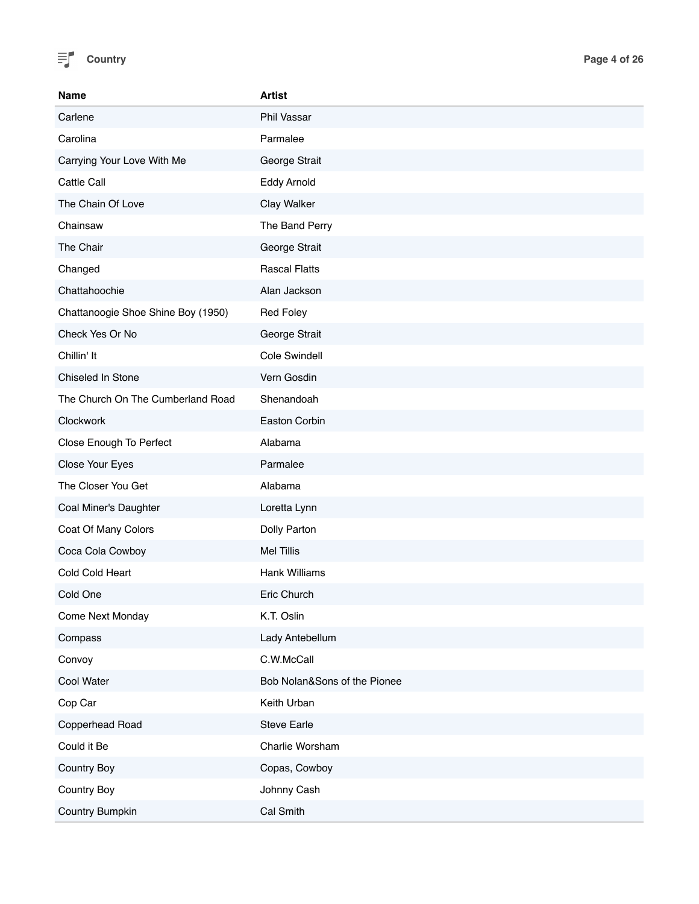| Name | Artist |
|---|---|
| Carlene | Phil Vassar |
| Carolina | Parmalee |
| Carrying Your Love With Me | George Strait |
| Cattle Call | Eddy Arnold |
| The Chain Of Love | Clay Walker |
| Chainsaw | The Band Perry |
| The Chair | George Strait |
| Changed | Rascal Flatts |
| Chattahoochie | Alan Jackson |
| Chattanoogie Shoe Shine Boy (1950) | Red Foley |
| Check Yes Or No | George Strait |
| Chillin' It | Cole Swindell |
| Chiseled In Stone | Vern Gosdin |
| The Church On The Cumberland Road | Shenandoah |
| Clockwork | Easton Corbin |
| Close Enough To Perfect | Alabama |
| Close Your Eyes | Parmalee |
| The Closer You Get | Alabama |
| Coal Miner's Daughter | Loretta Lynn |
| Coat Of Many Colors | Dolly Parton |
| Coca Cola Cowboy | Mel Tillis |
| Cold Cold Heart | Hank Williams |
| Cold One | Eric Church |
| Come Next Monday | K.T. Oslin |
| Compass | Lady Antebellum |
| Convoy | C.W.McCall |
| Cool Water | Bob Nolan&Sons of the Pionee |
| Cop Car | Keith Urban |
| Copperhead Road | Steve Earle |
| Could it Be | Charlie Worsham |
| Country Boy | Copas, Cowboy |
| Country Boy | Johnny Cash |
| Country Bumpkin | Cal Smith |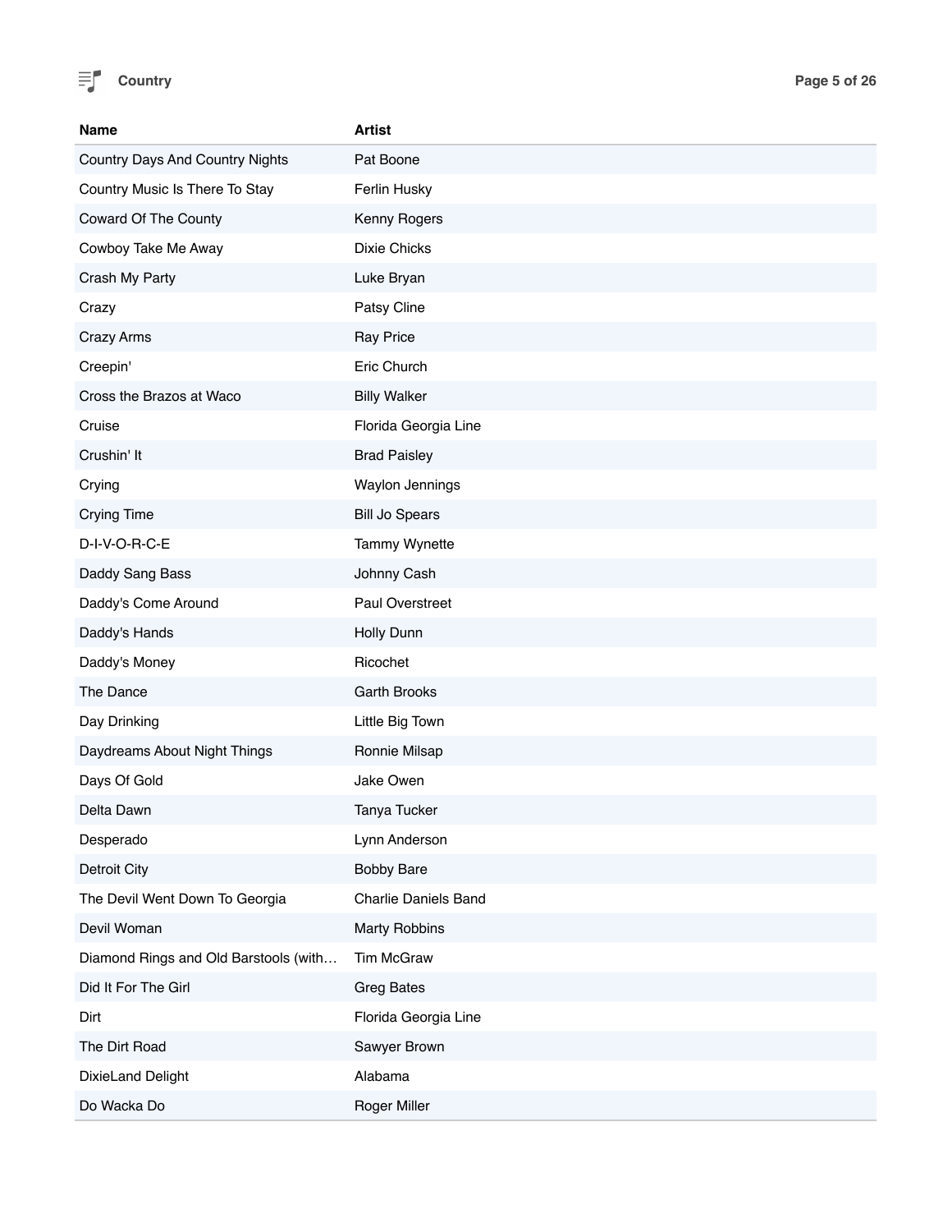| Name | Artist |
|---|---|
| Country Days And Country Nights | Pat Boone |
| Country Music Is There To Stay | Ferlin Husky |
| Coward Of The County | Kenny Rogers |
| Cowboy Take Me Away | Dixie Chicks |
| Crash My Party | Luke Bryan |
| Crazy | Patsy Cline |
| Crazy Arms | Ray Price |
| Creepin' | Eric Church |
| Cross the Brazos at Waco | Billy Walker |
| Cruise | Florida Georgia Line |
| Crushin' It | Brad Paisley |
| Crying | Waylon Jennings |
| Crying Time | Bill Jo Spears |
| D-I-V-O-R-C-E | Tammy Wynette |
| Daddy Sang Bass | Johnny Cash |
| Daddy's Come Around | Paul Overstreet |
| Daddy's Hands | Holly Dunn |
| Daddy's Money | Ricochet |
| The Dance | Garth Brooks |
| Day Drinking | Little Big Town |
| Daydreams About Night Things | Ronnie Milsap |
| Days Of Gold | Jake Owen |
| Delta Dawn | Tanya Tucker |
| Desperado | Lynn Anderson |
| Detroit City | Bobby Bare |
| The Devil Went Down To Georgia | Charlie Daniels Band |
| Devil Woman | Marty Robbins |
| Diamond Rings and Old Barstools (with… | Tim McGraw |
| Did It For The Girl | Greg Bates |
| Dirt | Florida Georgia Line |
| The Dirt Road | Sawyer Brown |
| DixieLand Delight | Alabama |
| Do Wacka Do | Roger Miller |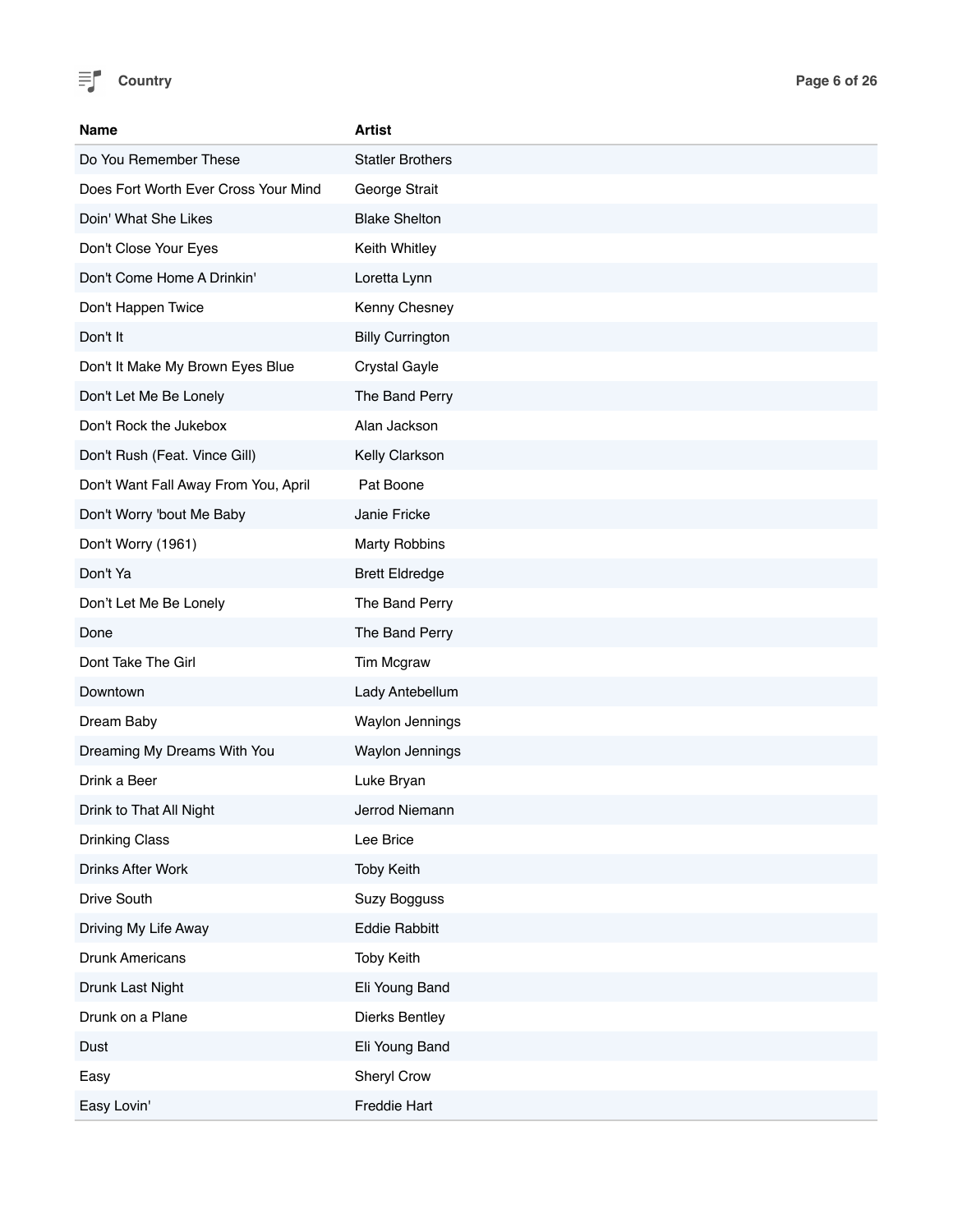| Name | Artist |
| --- | --- |
| Do You Remember These | Statler Brothers |
| Does Fort Worth Ever Cross Your Mind | George Strait |
| Doin' What She Likes | Blake Shelton |
| Don't Close Your Eyes | Keith Whitley |
| Don't Come Home A Drinkin' | Loretta Lynn |
| Don't Happen Twice | Kenny Chesney |
| Don't It | Billy Currington |
| Don't It Make My Brown Eyes Blue | Crystal Gayle |
| Don't Let Me Be Lonely | The Band Perry |
| Don't Rock the Jukebox | Alan Jackson |
| Don't Rush (Feat. Vince Gill) | Kelly Clarkson |
| Don't Want Fall Away From You, April | Pat Boone |
| Don't Worry 'bout Me Baby | Janie Fricke |
| Don't Worry (1961) | Marty Robbins |
| Don't Ya | Brett Eldredge |
| Don’t Let Me Be Lonely | The Band Perry |
| Done | The Band Perry |
| Dont Take The Girl | Tim Mcgraw |
| Downtown | Lady Antebellum |
| Dream Baby | Waylon Jennings |
| Dreaming My Dreams With You | Waylon Jennings |
| Drink a Beer | Luke Bryan |
| Drink to That All Night | Jerrod Niemann |
| Drinking Class | Lee Brice |
| Drinks After Work | Toby Keith |
| Drive South | Suzy Bogguss |
| Driving My Life Away | Eddie Rabbitt |
| Drunk Americans | Toby Keith |
| Drunk Last Night | Eli Young Band |
| Drunk on a Plane | Dierks Bentley |
| Dust | Eli Young Band |
| Easy | Sheryl Crow |
| Easy Lovin' | Freddie Hart |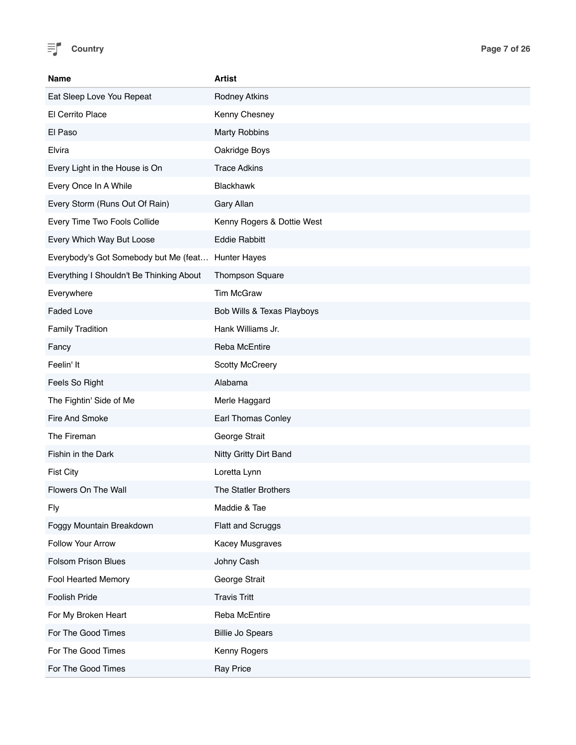| Name | Artist |
| --- | --- |
| Eat Sleep Love You Repeat | Rodney Atkins |
| El Cerrito Place | Kenny Chesney |
| El Paso | Marty Robbins |
| Elvira | Oakridge Boys |
| Every Light in the House is On | Trace Adkins |
| Every Once In A While | Blackhawk |
| Every Storm (Runs Out Of Rain) | Gary Allan |
| Every Time Two Fools Collide | Kenny Rogers & Dottie West |
| Every Which Way But Loose | Eddie Rabbitt |
| Everybody's Got Somebody but Me (feat… | Hunter Hayes |
| Everything I Shouldn't Be Thinking About | Thompson Square |
| Everywhere | Tim McGraw |
| Faded Love | Bob Wills & Texas Playboys |
| Family Tradition | Hank Williams Jr. |
| Fancy | Reba McEntire |
| Feelin' It | Scotty McCreery |
| Feels So Right | Alabama |
| The Fightin' Side of Me | Merle Haggard |
| Fire And Smoke | Earl Thomas Conley |
| The Fireman | George Strait |
| Fishin in the Dark | Nitty Gritty Dirt Band |
| Fist City | Loretta Lynn |
| Flowers On The Wall | The Statler Brothers |
| Fly | Maddie & Tae |
| Foggy Mountain Breakdown | Flatt and Scruggs |
| Follow Your Arrow | Kacey Musgraves |
| Folsom Prison Blues | Johny Cash |
| Fool Hearted Memory | George Strait |
| Foolish Pride | Travis Tritt |
| For My Broken Heart | Reba McEntire |
| For The Good Times | Billie Jo Spears |
| For The Good Times | Kenny Rogers |
| For The Good Times | Ray Price |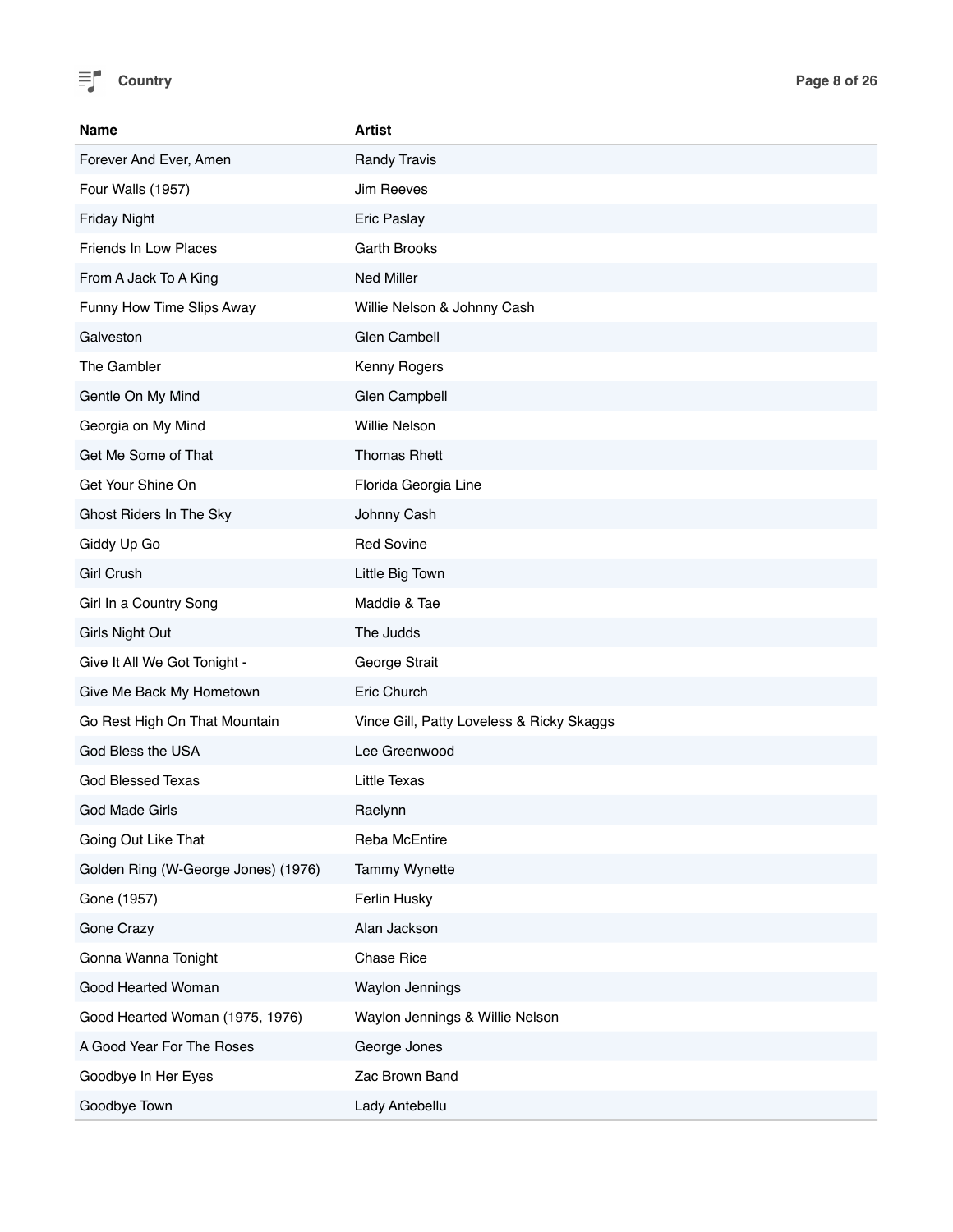| Name | Artist |
|---|---|
| Forever And Ever, Amen | Randy Travis |
| Four Walls (1957) | Jim Reeves |
| Friday Night | Eric Paslay |
| Friends In Low Places | Garth Brooks |
| From A Jack To A King | Ned Miller |
| Funny How Time Slips Away | Willie Nelson & Johnny Cash |
| Galveston | Glen Cambell |
| The Gambler | Kenny Rogers |
| Gentle On My Mind | Glen Campbell |
| Georgia on My Mind | Willie Nelson |
| Get Me Some of That | Thomas Rhett |
| Get Your Shine On | Florida Georgia Line |
| Ghost Riders In The Sky | Johnny Cash |
| Giddy Up Go | Red Sovine |
| Girl Crush | Little Big Town |
| Girl In a Country Song | Maddie & Tae |
| Girls Night Out | The Judds |
| Give It All We Got Tonight - | George Strait |
| Give Me Back My Hometown | Eric Church |
| Go Rest High On That Mountain | Vince Gill, Patty Loveless & Ricky Skaggs |
| God Bless the USA | Lee Greenwood |
| God Blessed Texas | Little Texas |
| God Made Girls | Raelynn |
| Going Out Like That | Reba McEntire |
| Golden Ring (W-George Jones) (1976) | Tammy Wynette |
| Gone (1957) | Ferlin Husky |
| Gone Crazy | Alan Jackson |
| Gonna Wanna Tonight | Chase Rice |
| Good Hearted Woman | Waylon Jennings |
| Good Hearted Woman (1975, 1976) | Waylon Jennings & Willie Nelson |
| A Good Year For The Roses | George Jones |
| Goodbye In Her Eyes | Zac Brown Band |
| Goodbye Town | Lady Antebellu |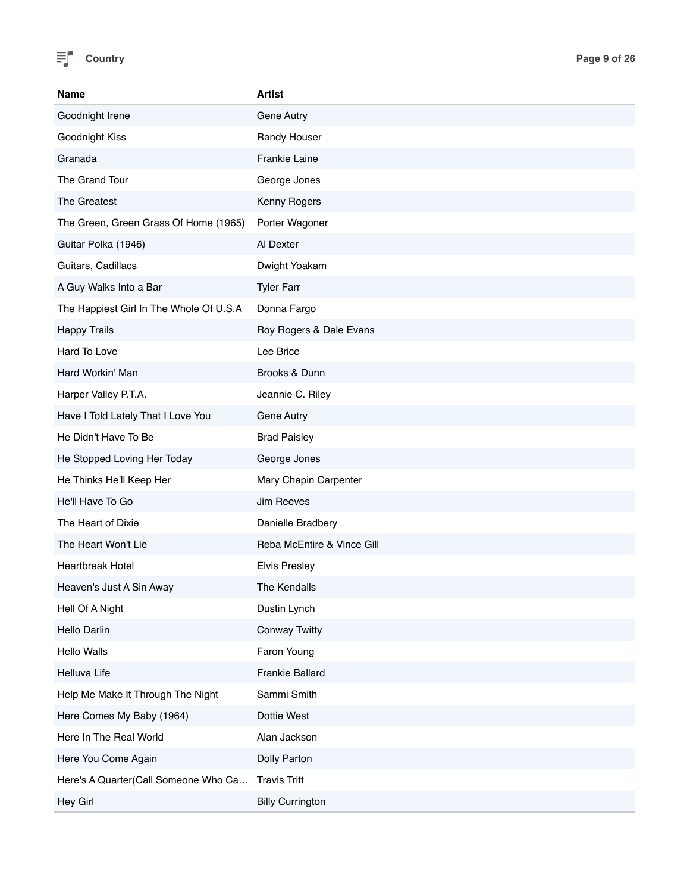| Name | Artist |
|---|---|
| Goodnight Irene | Gene Autry |
| Goodnight Kiss | Randy Houser |
| Granada | Frankie Laine |
| The Grand Tour | George Jones |
| The Greatest | Kenny Rogers |
| The Green, Green Grass Of Home (1965) | Porter Wagoner |
| Guitar Polka (1946) | Al Dexter |
| Guitars, Cadillacs | Dwight Yoakam |
| A Guy Walks Into a Bar | Tyler Farr |
| The Happiest Girl In The Whole Of U.S.A | Donna Fargo |
| Happy Trails | Roy Rogers & Dale Evans |
| Hard To Love | Lee Brice |
| Hard Workin' Man | Brooks & Dunn |
| Harper Valley P.T.A. | Jeannie C. Riley |
| Have I Told Lately That I Love You | Gene Autry |
| He Didn't Have To Be | Brad Paisley |
| He Stopped Loving Her Today | George Jones |
| He Thinks He'll Keep Her | Mary Chapin Carpenter |
| He'll Have To Go | Jim Reeves |
| The Heart of Dixie | Danielle Bradbery |
| The Heart Won't Lie | Reba McEntire & Vince Gill |
| Heartbreak Hotel | Elvis Presley |
| Heaven's Just A Sin Away | The Kendalls |
| Hell Of A Night | Dustin Lynch |
| Hello Darlin | Conway Twitty |
| Hello Walls | Faron Young |
| Helluva Life | Frankie Ballard |
| Help Me Make It Through The Night | Sammi Smith |
| Here Comes My Baby (1964) | Dottie West |
| Here In The Real World | Alan Jackson |
| Here You Come Again | Dolly Parton |
| Here's A Quarter(Call Someone Who Ca… | Travis Tritt |
| Hey Girl | Billy Currington |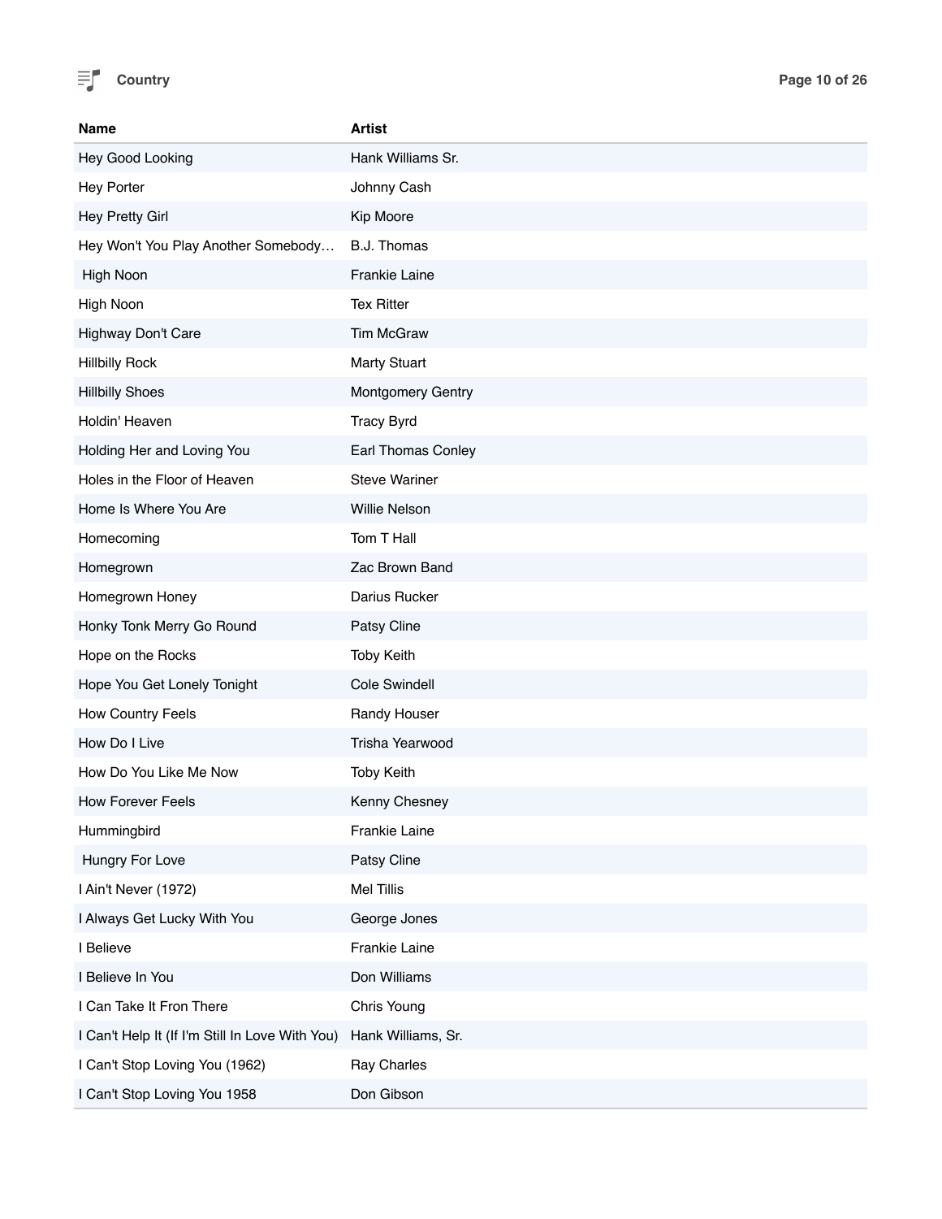| Name | Artist |
|---|---|
| Hey Good Looking | Hank Williams Sr. |
| Hey Porter | Johnny Cash |
| Hey Pretty Girl | Kip Moore |
| Hey Won't You Play Another Somebody… | B.J. Thomas |
| High Noon | Frankie Laine |
| High Noon | Tex Ritter |
| Highway Don't Care | Tim McGraw |
| Hillbilly Rock | Marty Stuart |
| Hillbilly Shoes | Montgomery Gentry |
| Holdin' Heaven | Tracy Byrd |
| Holding Her and Loving You | Earl Thomas Conley |
| Holes in the Floor of Heaven | Steve Wariner |
| Home Is Where You Are | Willie Nelson |
| Homecoming | Tom T Hall |
| Homegrown | Zac Brown Band |
| Homegrown Honey | Darius Rucker |
| Honky Tonk Merry Go Round | Patsy Cline |
| Hope on the Rocks | Toby Keith |
| Hope You Get Lonely Tonight | Cole Swindell |
| How Country Feels | Randy Houser |
| How Do I Live | Trisha Yearwood |
| How Do You Like Me Now | Toby Keith |
| How Forever Feels | Kenny Chesney |
| Hummingbird | Frankie Laine |
| Hungry For Love | Patsy Cline |
| I Ain't Never (1972) | Mel Tillis |
| I Always Get Lucky With You | George Jones |
| I Believe | Frankie Laine |
| I Believe In You | Don Williams |
| I Can Take It Fron There | Chris Young |
| I Can't Help It (If I'm Still In Love With You) | Hank Williams, Sr. |
| I Can't Stop Loving You (1962) | Ray Charles |
| I Can't Stop Loving You 1958 | Don Gibson |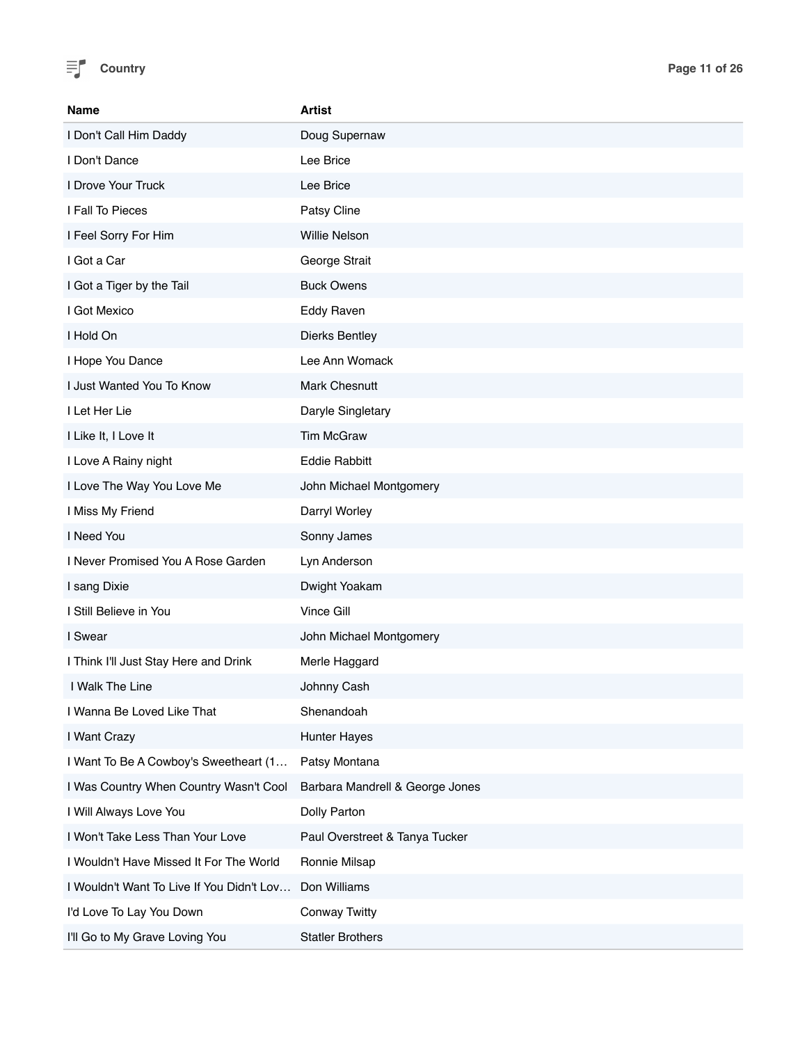| Name | Artist |
|---|---|
| I Don't Call Him Daddy | Doug Supernaw |
| I Don't Dance | Lee Brice |
| I Drove Your Truck | Lee Brice |
| I Fall To Pieces | Patsy Cline |
| I Feel Sorry For Him | Willie Nelson |
| I Got a Car | George Strait |
| I Got a Tiger by the Tail | Buck Owens |
| I Got Mexico | Eddy Raven |
| I Hold On | Dierks Bentley |
| I Hope You Dance | Lee Ann Womack |
| I Just Wanted You To Know | Mark Chesnutt |
| I Let Her Lie | Daryle Singletary |
| I Like It, I Love It | Tim McGraw |
| I Love A Rainy night | Eddie Rabbitt |
| I Love The Way You Love Me | John Michael Montgomery |
| I Miss My Friend | Darryl Worley |
| I Need You | Sonny James |
| I Never Promised You A Rose Garden | Lyn Anderson |
| I sang Dixie | Dwight Yoakam |
| I Still Believe in You | Vince Gill |
| I Swear | John Michael Montgomery |
| I Think I'll Just Stay Here and Drink | Merle Haggard |
| I Walk The Line | Johnny Cash |
| I Wanna Be Loved Like That | Shenandoah |
| I Want Crazy | Hunter Hayes |
| I Want To Be A Cowboy's Sweetheart (1… | Patsy Montana |
| I Was Country When Country Wasn't Cool | Barbara Mandrell & George Jones |
| I Will Always Love You | Dolly Parton |
| I Won't Take Less Than Your Love | Paul Overstreet & Tanya Tucker |
| I Wouldn't Have Missed It For The World | Ronnie Milsap |
| I Wouldn't Want To Live If You Didn't Lov… | Don Williams |
| I'd Love To Lay You Down | Conway Twitty |
| I'll Go to My Grave Loving You | Statler Brothers |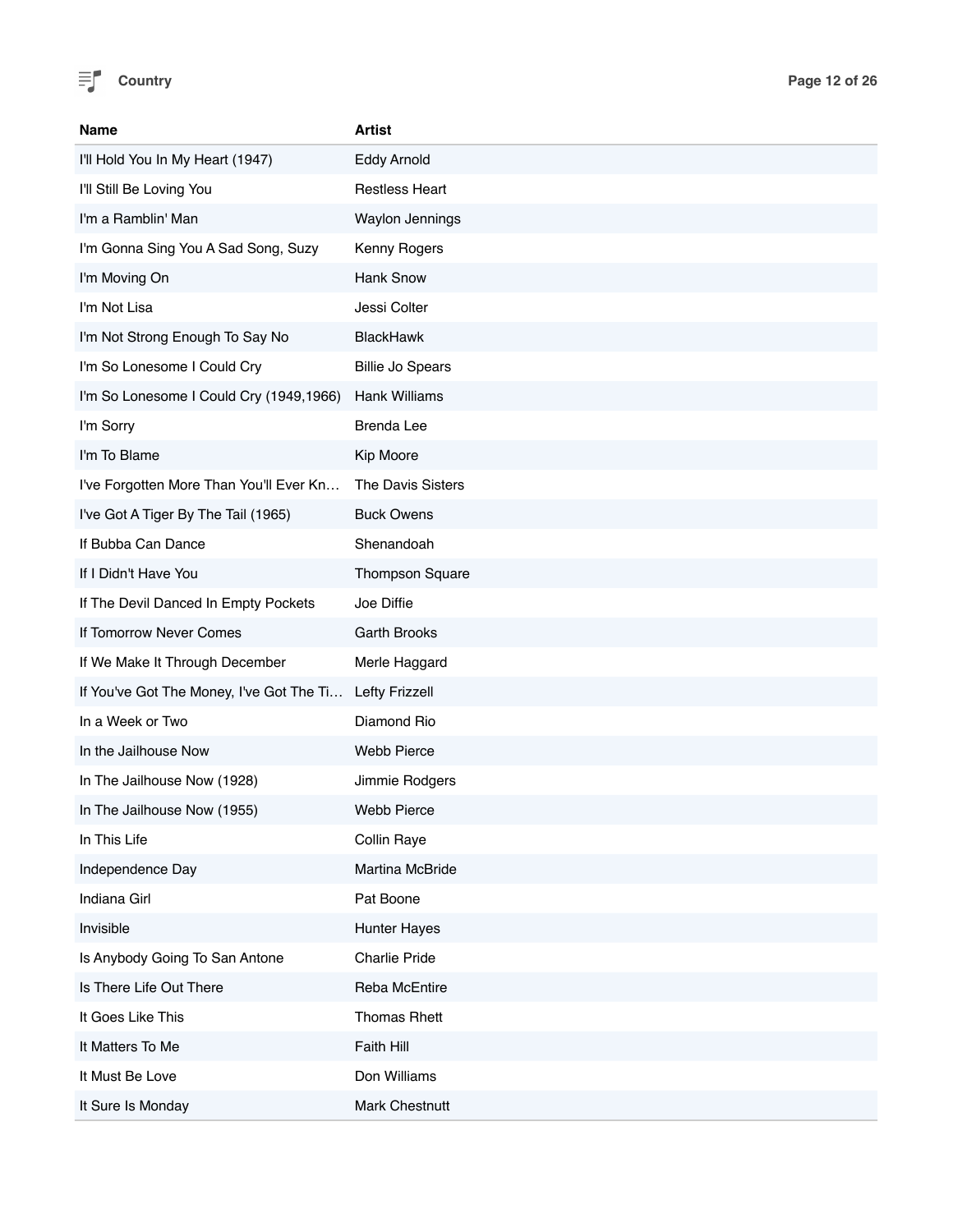| Name | Artist |
| --- | --- |
| I'll Hold You In My Heart (1947) | Eddy Arnold |
| I'll Still Be Loving You | Restless Heart |
| I'm a Ramblin' Man | Waylon Jennings |
| I'm Gonna Sing You A Sad Song, Suzy | Kenny Rogers |
| I'm Moving On | Hank Snow |
| I'm Not Lisa | Jessi Colter |
| I'm Not Strong Enough To Say No | BlackHawk |
| I'm So Lonesome I Could Cry | Billie Jo Spears |
| I'm So Lonesome I Could Cry (1949,1966) | Hank Williams |
| I'm Sorry | Brenda Lee |
| I'm To Blame | Kip Moore |
| I've Forgotten More Than You'll Ever Kn… | The Davis Sisters |
| I've Got A Tiger By The Tail (1965) | Buck Owens |
| If Bubba Can Dance | Shenandoah |
| If I Didn't Have You | Thompson Square |
| If The Devil Danced In Empty Pockets | Joe Diffie |
| If Tomorrow Never Comes | Garth Brooks |
| If We Make It Through December | Merle Haggard |
| If You've Got The Money, I've Got The Ti… | Lefty Frizzell |
| In a Week or Two | Diamond Rio |
| In the Jailhouse Now | Webb Pierce |
| In The Jailhouse Now (1928) | Jimmie Rodgers |
| In The Jailhouse Now (1955) | Webb Pierce |
| In This Life | Collin Raye |
| Independence Day | Martina McBride |
| Indiana Girl | Pat Boone |
| Invisible | Hunter Hayes |
| Is Anybody Going To San Antone | Charlie Pride |
| Is There Life Out There | Reba McEntire |
| It Goes Like This | Thomas Rhett |
| It Matters To Me | Faith Hill |
| It Must Be Love | Don Williams |
| It Sure Is Monday | Mark Chestnutt |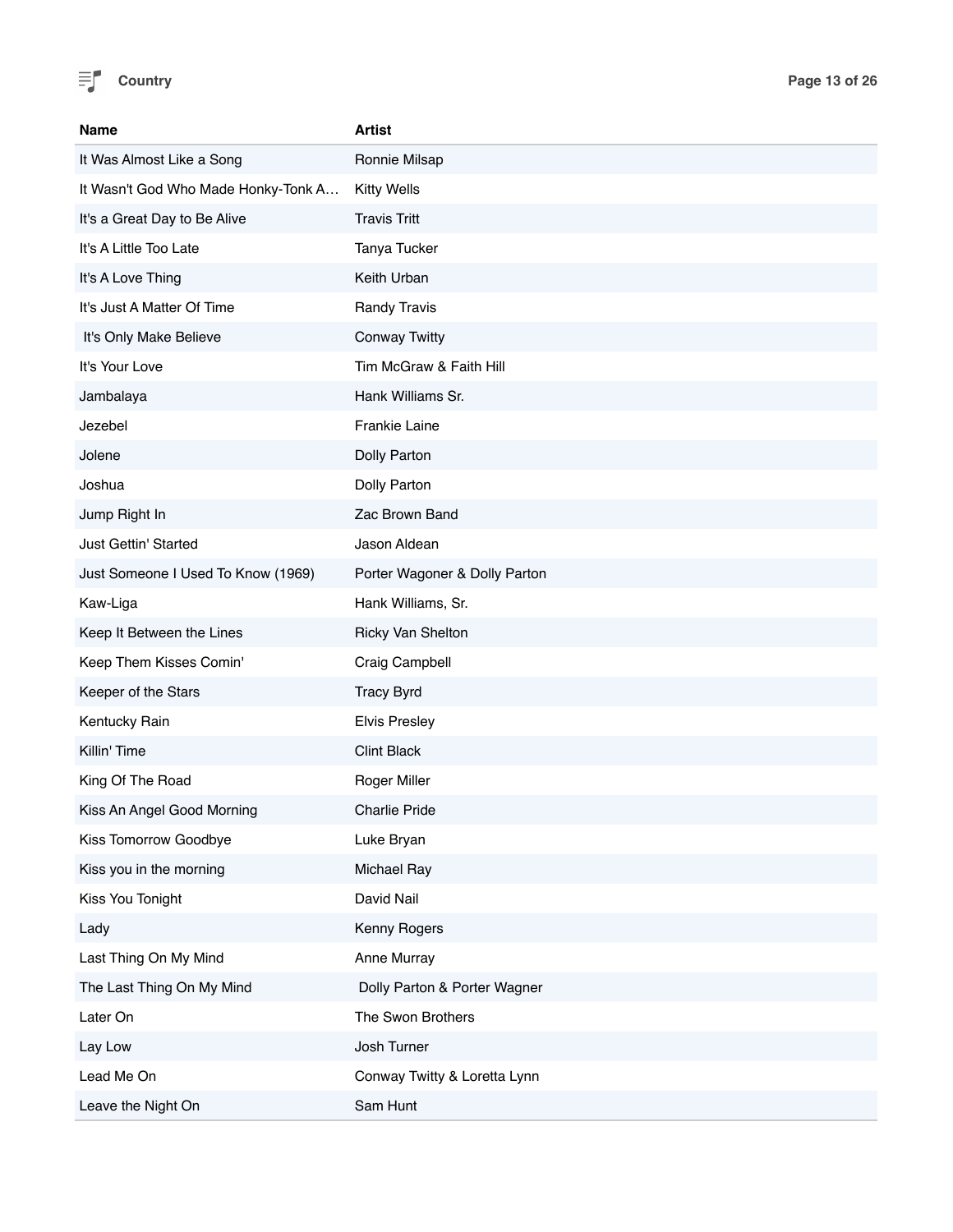| Name | Artist |
| --- | --- |
| It Was Almost Like a Song | Ronnie Milsap |
| It Wasn't God Who Made Honky-Tonk A… | Kitty Wells |
| It's a Great Day to Be Alive | Travis Tritt |
| It's A Little Too Late | Tanya Tucker |
| It's A Love Thing | Keith Urban |
| It's Just A Matter Of Time | Randy Travis |
| It's Only Make Believe | Conway Twitty |
| It's Your Love | Tim McGraw & Faith Hill |
| Jambalaya | Hank Williams Sr. |
| Jezebel | Frankie Laine |
| Jolene | Dolly Parton |
| Joshua | Dolly Parton |
| Jump Right In | Zac Brown Band |
| Just Gettin' Started | Jason Aldean |
| Just Someone I Used To Know (1969) | Porter Wagoner & Dolly Parton |
| Kaw-Liga | Hank Williams, Sr. |
| Keep It Between the Lines | Ricky Van Shelton |
| Keep Them Kisses Comin' | Craig Campbell |
| Keeper of the Stars | Tracy Byrd |
| Kentucky Rain | Elvis Presley |
| Killin' Time | Clint Black |
| King Of The Road | Roger Miller |
| Kiss An Angel Good Morning | Charlie Pride |
| Kiss Tomorrow Goodbye | Luke Bryan |
| Kiss you in the morning | Michael Ray |
| Kiss You Tonight | David Nail |
| Lady | Kenny Rogers |
| Last Thing On My Mind | Anne Murray |
| The Last Thing On My Mind | Dolly Parton & Porter Wagner |
| Later On | The Swon Brothers |
| Lay Low | Josh Turner |
| Lead Me On | Conway Twitty & Loretta Lynn |
| Leave the Night On | Sam Hunt |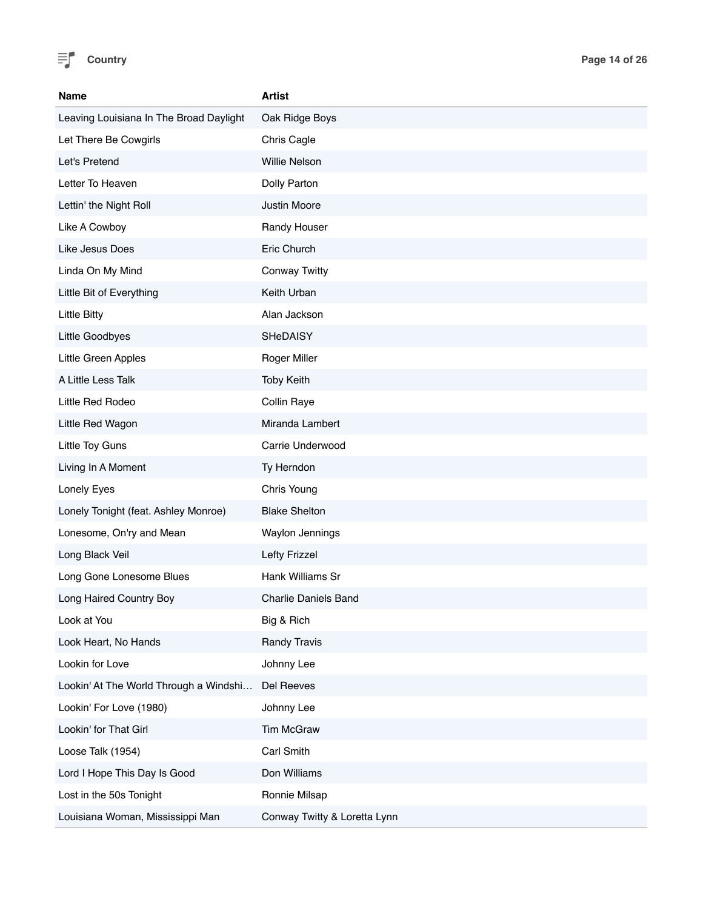| Name | Artist |
| --- | --- |
| Leaving Louisiana In The Broad Daylight | Oak Ridge Boys |
| Let There Be Cowgirls | Chris Cagle |
| Let's Pretend | Willie Nelson |
| Letter To Heaven | Dolly Parton |
| Lettin' the Night Roll | Justin Moore |
| Like A Cowboy | Randy Houser |
| Like Jesus Does | Eric Church |
| Linda On My Mind | Conway Twitty |
| Little Bit of Everything | Keith Urban |
| Little Bitty | Alan Jackson |
| Little Goodbyes | SHeDAISY |
| Little Green Apples | Roger Miller |
| A Little Less Talk | Toby Keith |
| Little Red Rodeo | Collin Raye |
| Little Red Wagon | Miranda Lambert |
| Little Toy Guns | Carrie Underwood |
| Living In A Moment | Ty Herndon |
| Lonely Eyes | Chris Young |
| Lonely Tonight (feat. Ashley Monroe) | Blake Shelton |
| Lonesome, On'ry and Mean | Waylon Jennings |
| Long Black Veil | Lefty Frizzel |
| Long Gone Lonesome Blues | Hank Williams Sr |
| Long Haired Country Boy | Charlie Daniels Band |
| Look at You | Big & Rich |
| Look Heart, No Hands | Randy Travis |
| Lookin for Love | Johnny Lee |
| Lookin' At The World Through a Windshi… | Del Reeves |
| Lookin' For Love (1980) | Johnny Lee |
| Lookin' for That Girl | Tim McGraw |
| Loose Talk (1954) | Carl Smith |
| Lord I Hope This Day Is Good | Don Williams |
| Lost in the 50s Tonight | Ronnie Milsap |
| Louisiana Woman, Mississippi Man | Conway Twitty & Loretta Lynn |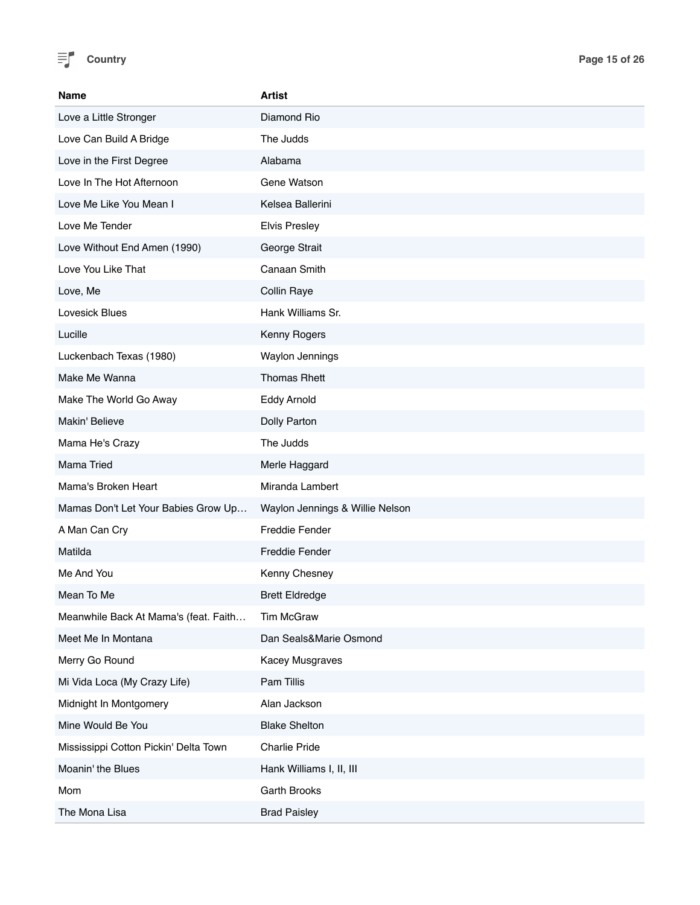| Name | Artist |
| --- | --- |
| Love a Little Stronger | Diamond Rio |
| Love Can Build A Bridge | The Judds |
| Love in the First Degree | Alabama |
| Love In The Hot Afternoon | Gene Watson |
| Love Me Like You Mean I | Kelsea Ballerini |
| Love Me Tender | Elvis Presley |
| Love Without End Amen (1990) | George Strait |
| Love You Like That | Canaan Smith |
| Love, Me | Collin Raye |
| Lovesick Blues | Hank Williams Sr. |
| Lucille | Kenny Rogers |
| Luckenbach Texas (1980) | Waylon Jennings |
| Make Me Wanna | Thomas Rhett |
| Make The World Go Away | Eddy Arnold |
| Makin' Believe | Dolly Parton |
| Mama He's Crazy | The Judds |
| Mama Tried | Merle Haggard |
| Mama's Broken Heart | Miranda Lambert |
| Mamas Don't Let Your Babies Grow Up… | Waylon Jennings & Willie Nelson |
| A Man Can Cry | Freddie Fender |
| Matilda | Freddie Fender |
| Me And You | Kenny Chesney |
| Mean To Me | Brett Eldredge |
| Meanwhile Back At Mama's (feat. Faith… | Tim McGraw |
| Meet Me In Montana | Dan Seals&Marie Osmond |
| Merry Go Round | Kacey Musgraves |
| Mi Vida Loca (My Crazy Life) | Pam Tillis |
| Midnight In Montgomery | Alan Jackson |
| Mine Would Be You | Blake Shelton |
| Mississippi Cotton Pickin' Delta Town | Charlie Pride |
| Moanin' the Blues | Hank Williams I, II, III |
| Mom | Garth Brooks |
| The Mona Lisa | Brad Paisley |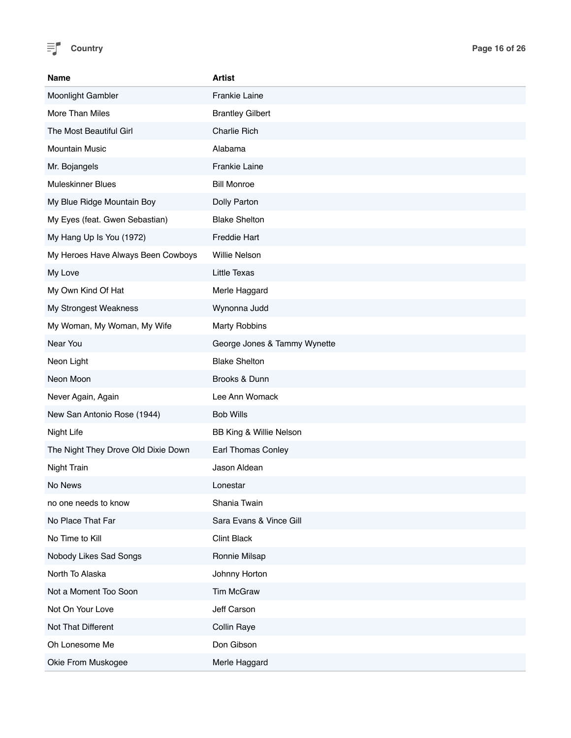| Name | Artist |
| --- | --- |
| Moonlight Gambler | Frankie Laine |
| More Than Miles | Brantley Gilbert |
| The Most Beautiful Girl | Charlie Rich |
| Mountain Music | Alabama |
| Mr. Bojangels | Frankie Laine |
| Muleskinner Blues | Bill Monroe |
| My Blue Ridge Mountain Boy | Dolly Parton |
| My Eyes (feat. Gwen Sebastian) | Blake Shelton |
| My Hang Up Is You (1972) | Freddie Hart |
| My Heroes Have Always Been Cowboys | Willie Nelson |
| My Love | Little Texas |
| My Own Kind Of Hat | Merle Haggard |
| My Strongest Weakness | Wynonna Judd |
| My Woman, My Woman, My Wife | Marty Robbins |
| Near You | George Jones & Tammy Wynette |
| Neon Light | Blake Shelton |
| Neon Moon | Brooks & Dunn |
| Never Again, Again | Lee Ann Womack |
| New San Antonio Rose (1944) | Bob Wills |
| Night Life | BB King & Willie Nelson |
| The Night They Drove Old Dixie Down | Earl Thomas Conley |
| Night Train | Jason Aldean |
| No News | Lonestar |
| no one needs to know | Shania Twain |
| No Place That Far | Sara Evans & Vince Gill |
| No Time to Kill | Clint Black |
| Nobody Likes Sad Songs | Ronnie Milsap |
| North To Alaska | Johnny Horton |
| Not a Moment Too Soon | Tim McGraw |
| Not On Your Love | Jeff Carson |
| Not That Different | Collin Raye |
| Oh Lonesome Me | Don Gibson |
| Okie From Muskogee | Merle Haggard |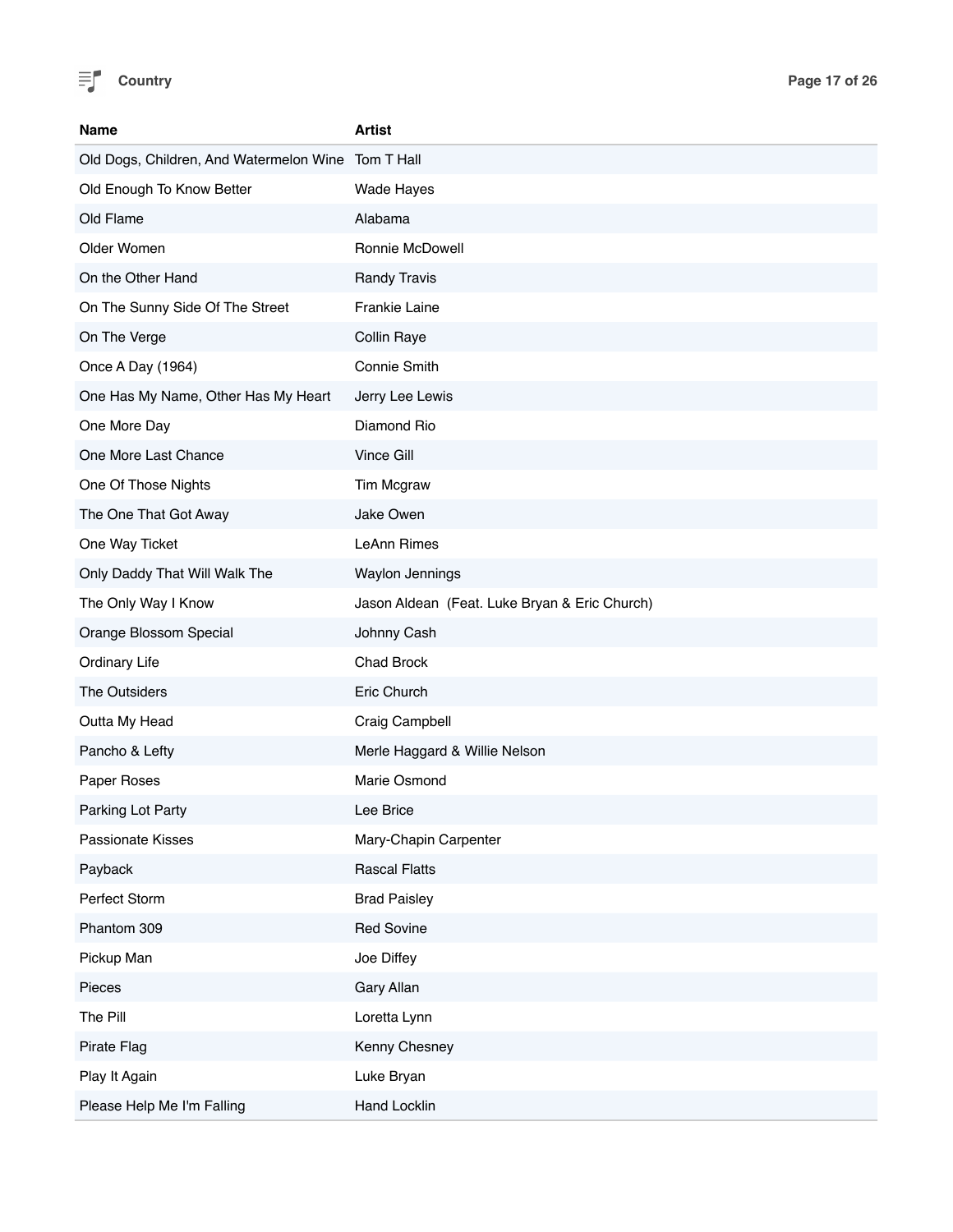| Name | Artist |
|---|---|
| Old Dogs, Children, And Watermelon Wine | Tom T Hall |
| Old Enough To Know Better | Wade Hayes |
| Old Flame | Alabama |
| Older Women | Ronnie McDowell |
| On the Other Hand | Randy Travis |
| On The Sunny Side Of The Street | Frankie Laine |
| On The Verge | Collin Raye |
| Once A Day (1964) | Connie Smith |
| One Has My Name, Other Has My Heart | Jerry Lee Lewis |
| One More Day | Diamond Rio |
| One More Last Chance | Vince Gill |
| One Of Those Nights | Tim Mcgraw |
| The One That Got Away | Jake Owen |
| One Way Ticket | LeAnn Rimes |
| Only Daddy That Will Walk The | Waylon Jennings |
| The Only Way I Know | Jason Aldean  (Feat. Luke Bryan & Eric Church) |
| Orange Blossom Special | Johnny Cash |
| Ordinary Life | Chad Brock |
| The Outsiders | Eric Church |
| Outta My Head | Craig Campbell |
| Pancho & Lefty | Merle Haggard & Willie Nelson |
| Paper Roses | Marie Osmond |
| Parking Lot Party | Lee Brice |
| Passionate Kisses | Mary-Chapin Carpenter |
| Payback | Rascal Flatts |
| Perfect Storm | Brad Paisley |
| Phantom 309 | Red Sovine |
| Pickup Man | Joe Diffey |
| Pieces | Gary Allan |
| The Pill | Loretta Lynn |
| Pirate Flag | Kenny Chesney |
| Play It Again | Luke Bryan |
| Please Help Me I'm Falling | Hand Locklin |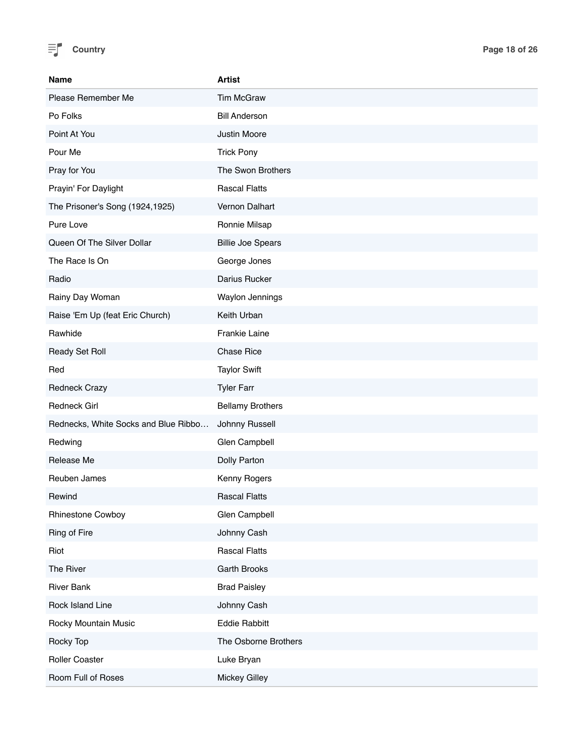| Name | Artist |
|---|---|
| Please Remember Me | Tim McGraw |
| Po Folks | Bill Anderson |
| Point At You | Justin Moore |
| Pour Me | Trick Pony |
| Pray for You | The Swon Brothers |
| Prayin' For Daylight | Rascal Flatts |
| The Prisoner's Song (1924,1925) | Vernon Dalhart |
| Pure Love | Ronnie Milsap |
| Queen Of The Silver Dollar | Billie Joe Spears |
| The Race Is On | George Jones |
| Radio | Darius Rucker |
| Rainy Day Woman | Waylon Jennings |
| Raise 'Em Up (feat Eric Church) | Keith Urban |
| Rawhide | Frankie Laine |
| Ready Set Roll | Chase Rice |
| Red | Taylor Swift |
| Redneck Crazy | Tyler Farr |
| Redneck Girl | Bellamy Brothers |
| Rednecks, White Socks and Blue Ribbo… | Johnny Russell |
| Redwing | Glen Campbell |
| Release Me | Dolly Parton |
| Reuben James | Kenny Rogers |
| Rewind | Rascal Flatts |
| Rhinestone Cowboy | Glen Campbell |
| Ring of Fire | Johnny Cash |
| Riot | Rascal Flatts |
| The River | Garth Brooks |
| River Bank | Brad Paisley |
| Rock Island Line | Johnny Cash |
| Rocky Mountain Music | Eddie Rabbitt |
| Rocky Top | The Osborne Brothers |
| Roller Coaster | Luke Bryan |
| Room Full of Roses | Mickey Gilley |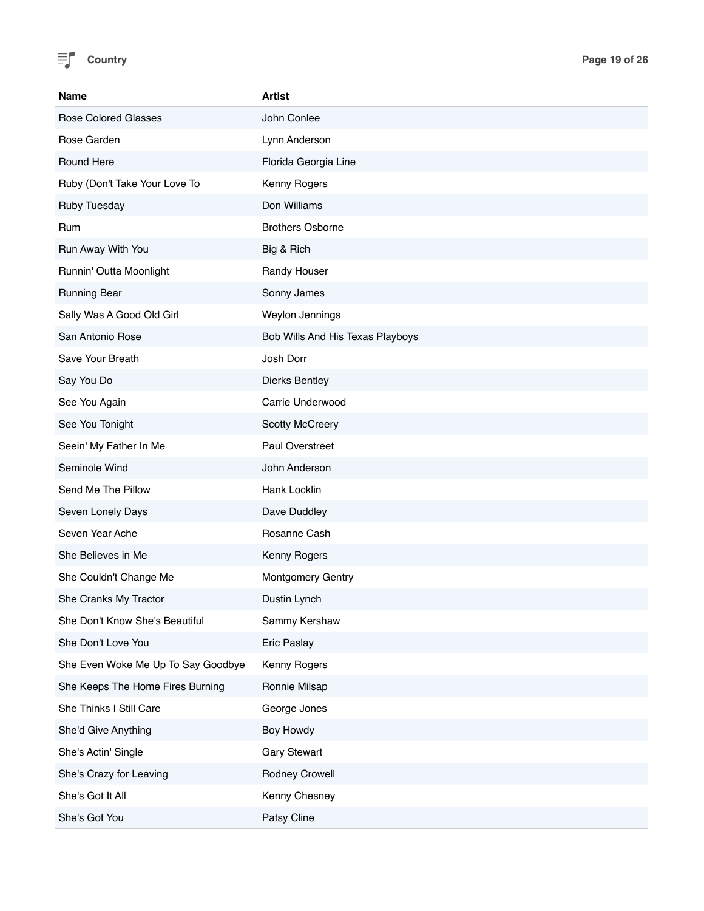| Name | Artist |
| --- | --- |
| Rose Colored Glasses | John Conlee |
| Rose Garden | Lynn Anderson |
| Round Here | Florida Georgia Line |
| Ruby (Don't Take Your Love To | Kenny Rogers |
| Ruby Tuesday | Don Williams |
| Rum | Brothers Osborne |
| Run Away With You | Big & Rich |
| Runnin' Outta Moonlight | Randy Houser |
| Running Bear | Sonny James |
| Sally Was A Good Old Girl | Weylon Jennings |
| San Antonio Rose | Bob Wills And His Texas Playboys |
| Save Your Breath | Josh Dorr |
| Say You Do | Dierks Bentley |
| See You Again | Carrie Underwood |
| See You Tonight | Scotty McCreery |
| Seein' My Father In Me | Paul Overstreet |
| Seminole Wind | John Anderson |
| Send Me The Pillow | Hank Locklin |
| Seven Lonely Days | Dave Duddley |
| Seven Year Ache | Rosanne Cash |
| She Believes in Me | Kenny Rogers |
| She Couldn't Change Me | Montgomery Gentry |
| She Cranks My Tractor | Dustin Lynch |
| She Don't Know She's Beautiful | Sammy Kershaw |
| She Don't Love You | Eric Paslay |
| She Even Woke Me Up To Say Goodbye | Kenny Rogers |
| She Keeps The Home Fires Burning | Ronnie Milsap |
| She Thinks I Still Care | George Jones |
| She'd Give Anything | Boy Howdy |
| She's Actin' Single | Gary Stewart |
| She's Crazy for Leaving | Rodney Crowell |
| She's Got It All | Kenny Chesney |
| She's Got You | Patsy Cline |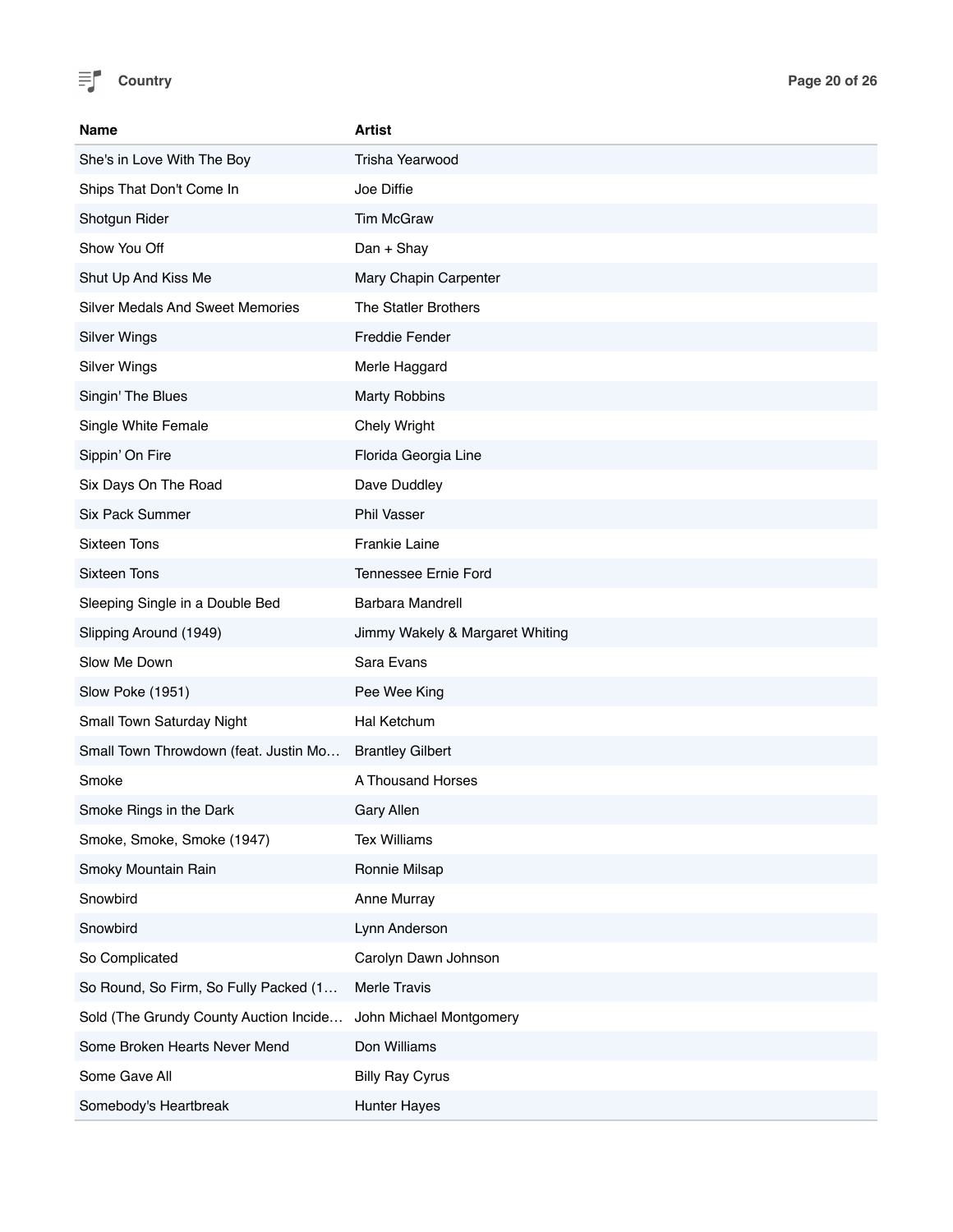| Name | Artist |
| --- | --- |
| She's in Love With The Boy | Trisha Yearwood |
| Ships That Don't Come In | Joe Diffie |
| Shotgun Rider | Tim McGraw |
| Show You Off | Dan + Shay |
| Shut Up And Kiss Me | Mary Chapin Carpenter |
| Silver Medals And Sweet Memories | The Statler Brothers |
| Silver Wings | Freddie Fender |
| Silver Wings | Merle Haggard |
| Singin' The Blues | Marty Robbins |
| Single White Female | Chely Wright |
| Sippin’ On Fire | Florida Georgia Line |
| Six Days On The Road | Dave Duddley |
| Six Pack Summer | Phil Vasser |
| Sixteen Tons | Frankie Laine |
| Sixteen Tons | Tennessee Ernie Ford |
| Sleeping Single in a Double Bed | Barbara Mandrell |
| Slipping Around (1949) | Jimmy Wakely & Margaret Whiting |
| Slow Me Down | Sara Evans |
| Slow Poke (1951) | Pee Wee King |
| Small Town Saturday Night | Hal Ketchum |
| Small Town Throwdown (feat. Justin Mo… | Brantley Gilbert |
| Smoke | A Thousand Horses |
| Smoke Rings in the Dark | Gary Allen |
| Smoke, Smoke, Smoke (1947) | Tex Williams |
| Smoky Mountain Rain | Ronnie Milsap |
| Snowbird | Anne Murray |
| Snowbird | Lynn Anderson |
| So Complicated | Carolyn Dawn Johnson |
| So Round, So Firm, So Fully Packed (1… | Merle Travis |
| Sold (The Grundy County Auction Incide… | John Michael Montgomery |
| Some Broken Hearts Never Mend | Don Williams |
| Some Gave All | Billy Ray Cyrus |
| Somebody's Heartbreak | Hunter Hayes |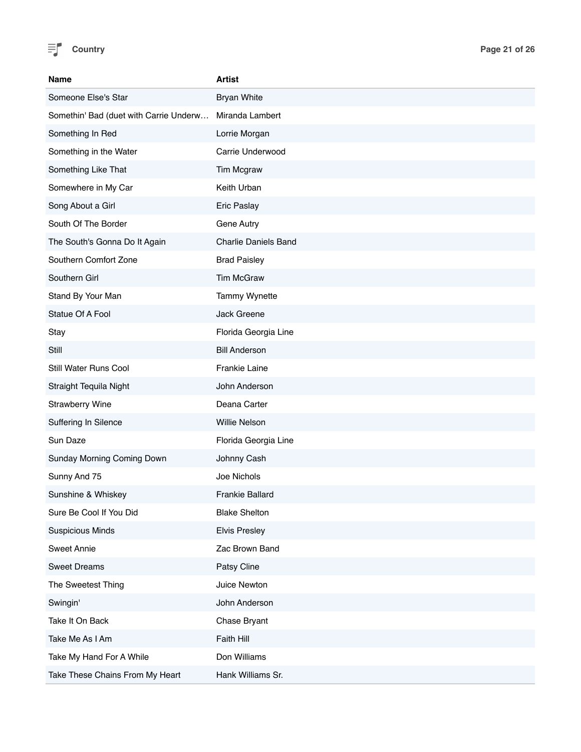| Name | Artist |
| --- | --- |
| Someone Else's Star | Bryan White |
| Somethin' Bad (duet with Carrie Underw… | Miranda Lambert |
| Something In Red | Lorrie Morgan |
| Something in the Water | Carrie Underwood |
| Something Like That | Tim Mcgraw |
| Somewhere in My Car | Keith Urban |
| Song About a Girl | Eric Paslay |
| South Of The Border | Gene Autry |
| The South's Gonna Do It Again | Charlie Daniels Band |
| Southern Comfort Zone | Brad Paisley |
| Southern Girl | Tim McGraw |
| Stand By Your Man | Tammy Wynette |
| Statue Of A Fool | Jack Greene |
| Stay | Florida Georgia Line |
| Still | Bill Anderson |
| Still Water Runs Cool | Frankie Laine |
| Straight Tequila Night | John Anderson |
| Strawberry Wine | Deana Carter |
| Suffering In Silence | Willie Nelson |
| Sun Daze | Florida Georgia Line |
| Sunday Morning Coming Down | Johnny Cash |
| Sunny And 75 | Joe Nichols |
| Sunshine & Whiskey | Frankie Ballard |
| Sure Be Cool If You Did | Blake Shelton |
| Suspicious Minds | Elvis Presley |
| Sweet Annie | Zac Brown Band |
| Sweet Dreams | Patsy Cline |
| The Sweetest Thing | Juice Newton |
| Swingin' | John Anderson |
| Take It On Back | Chase Bryant |
| Take Me As I Am | Faith Hill |
| Take My Hand For A While | Don Williams |
| Take These Chains From My Heart | Hank Williams Sr. |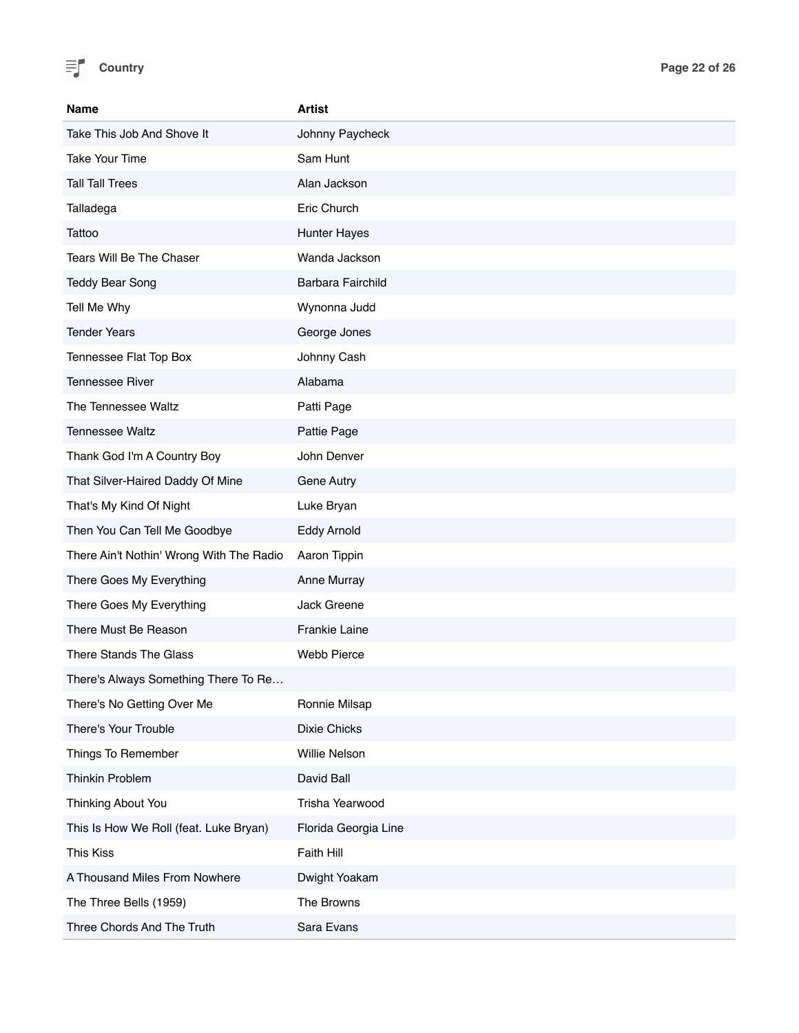| Name | Artist |
|---|---|
| Take This Job And Shove It | Johnny Paycheck |
| Take Your Time | Sam Hunt |
| Tall Tall Trees | Alan Jackson |
| Talladega | Eric Church |
| Tattoo | Hunter Hayes |
| Tears Will Be The Chaser | Wanda Jackson |
| Teddy Bear Song | Barbara Fairchild |
| Tell Me Why | Wynonna Judd |
| Tender Years | George Jones |
| Tennessee Flat Top Box | Johnny Cash |
| Tennessee River | Alabama |
| The Tennessee Waltz | Patti Page |
| Tennessee Waltz | Pattie Page |
| Thank God I'm A Country Boy | John Denver |
| That Silver-Haired Daddy Of Mine | Gene Autry |
| That's My Kind Of Night | Luke Bryan |
| Then You Can Tell Me Goodbye | Eddy Arnold |
| There Ain't Nothin' Wrong With The Radio | Aaron Tippin |
| There Goes My Everything | Anne Murray |
| There Goes My Everything | Jack Greene |
| There Must Be Reason | Frankie Laine |
| There Stands The Glass | Webb Pierce |
| There's Always Something There To Re… | |
| There's No Getting Over Me | Ronnie Milsap |
| There's Your Trouble | Dixie Chicks |
| Things To Remember | Willie Nelson |
| Thinkin Problem | David Ball |
| Thinking About You | Trisha Yearwood |
| This Is How We Roll (feat. Luke Bryan) | Florida Georgia Line |
| This Kiss | Faith Hill |
| A Thousand Miles From Nowhere | Dwight Yoakam |
| The Three Bells (1959) | The Browns |
| Three Chords And The Truth | Sara Evans |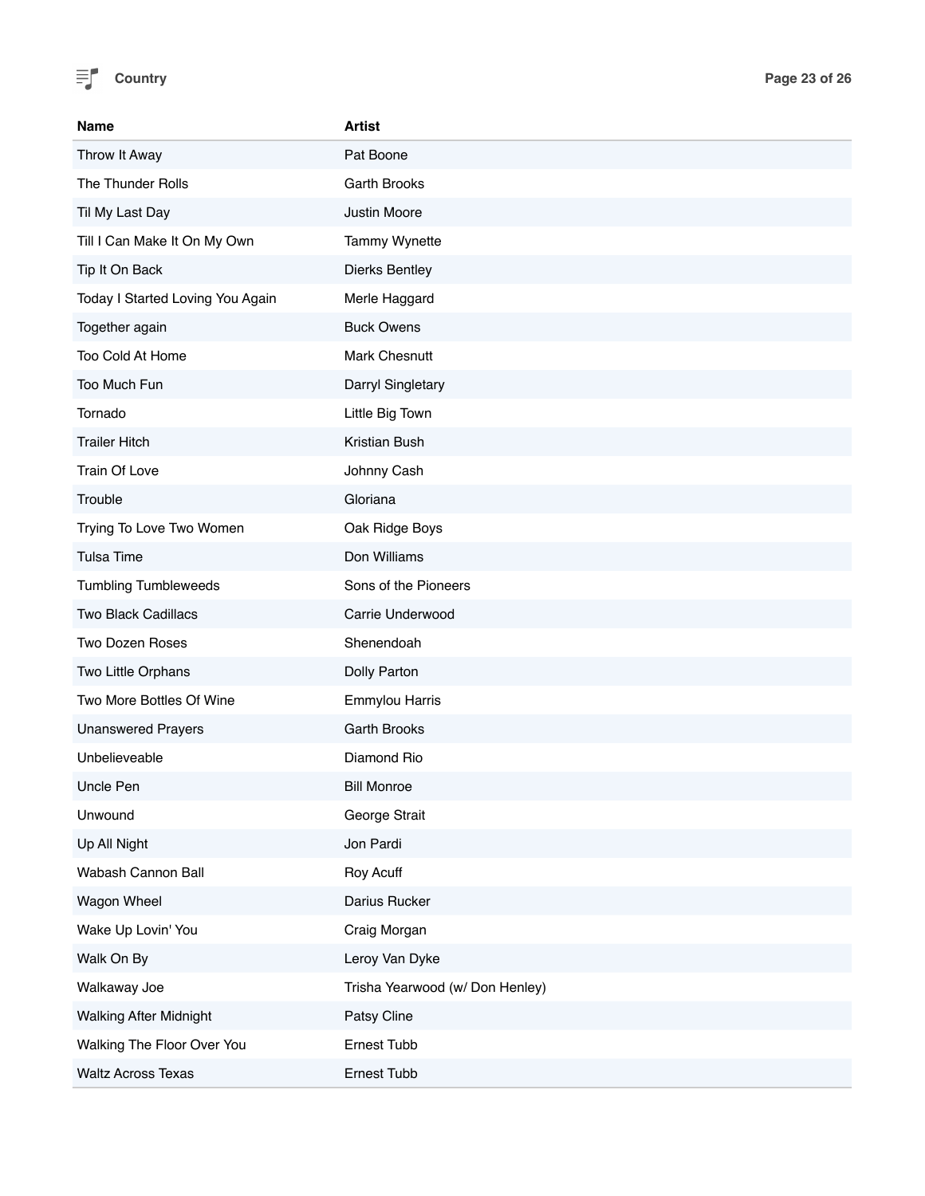| Name | Artist |
|---|---|
| Throw It Away | Pat Boone |
| The Thunder Rolls | Garth Brooks |
| Til My Last Day | Justin Moore |
| Till I Can Make It On My Own | Tammy Wynette |
| Tip It On Back | Dierks Bentley |
| Today I Started Loving You Again | Merle Haggard |
| Together again | Buck Owens |
| Too Cold At Home | Mark Chesnutt |
| Too Much Fun | Darryl Singletary |
| Tornado | Little Big Town |
| Trailer Hitch | Kristian Bush |
| Train Of Love | Johnny Cash |
| Trouble | Gloriana |
| Trying To Love Two Women | Oak Ridge Boys |
| Tulsa Time | Don Williams |
| Tumbling Tumbleweeds | Sons of the Pioneers |
| Two Black Cadillacs | Carrie Underwood |
| Two Dozen Roses | Shenendoah |
| Two Little Orphans | Dolly Parton |
| Two More Bottles Of Wine | Emmylou Harris |
| Unanswered Prayers | Garth Brooks |
| Unbelieveable | Diamond Rio |
| Uncle Pen | Bill Monroe |
| Unwound | George Strait |
| Up All Night | Jon Pardi |
| Wabash Cannon Ball | Roy Acuff |
| Wagon Wheel | Darius Rucker |
| Wake Up Lovin' You | Craig Morgan |
| Walk On By | Leroy Van Dyke |
| Walkaway Joe | Trisha Yearwood (w/ Don Henley) |
| Walking After Midnight | Patsy Cline |
| Walking The Floor Over You | Ernest Tubb |
| Waltz Across Texas | Ernest Tubb |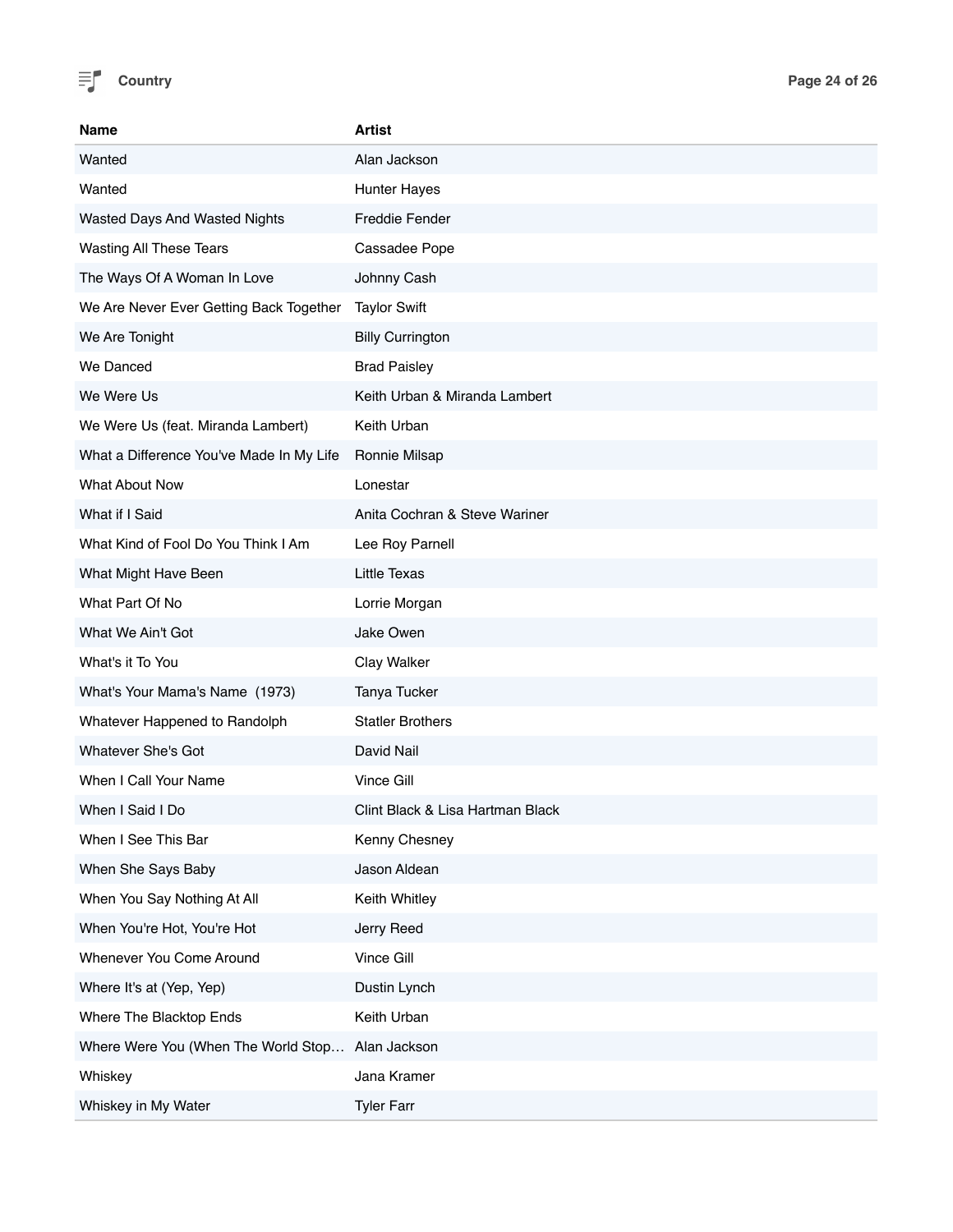| Name | Artist |
|---|---|
| Wanted | Alan Jackson |
| Wanted | Hunter Hayes |
| Wasted Days And Wasted Nights | Freddie Fender |
| Wasting All These Tears | Cassadee Pope |
| The Ways Of A Woman In Love | Johnny Cash |
| We Are Never Ever Getting Back Together | Taylor Swift |
| We Are Tonight | Billy Currington |
| We Danced | Brad Paisley |
| We Were Us | Keith Urban & Miranda Lambert |
| We Were Us (feat. Miranda Lambert) | Keith Urban |
| What a Difference You've Made In My Life | Ronnie Milsap |
| What About Now | Lonestar |
| What if I Said | Anita Cochran & Steve Wariner |
| What Kind of Fool Do You Think I Am | Lee Roy Parnell |
| What Might Have Been | Little Texas |
| What Part Of No | Lorrie Morgan |
| What We Ain't Got | Jake Owen |
| What's it To You | Clay Walker |
| What's Your Mama's Name  (1973) | Tanya Tucker |
| Whatever Happened to Randolph | Statler Brothers |
| Whatever She's Got | David Nail |
| When I Call Your Name | Vince Gill |
| When I Said I Do | Clint Black & Lisa Hartman Black |
| When I See This Bar | Kenny Chesney |
| When She Says Baby | Jason Aldean |
| When You Say Nothing At All | Keith Whitley |
| When You're Hot, You're Hot | Jerry Reed |
| Whenever You Come Around | Vince Gill |
| Where It's at (Yep, Yep) | Dustin Lynch |
| Where The Blacktop Ends | Keith Urban |
| Where Were You (When The World Stop… | Alan Jackson |
| Whiskey | Jana Kramer |
| Whiskey in My Water | Tyler Farr |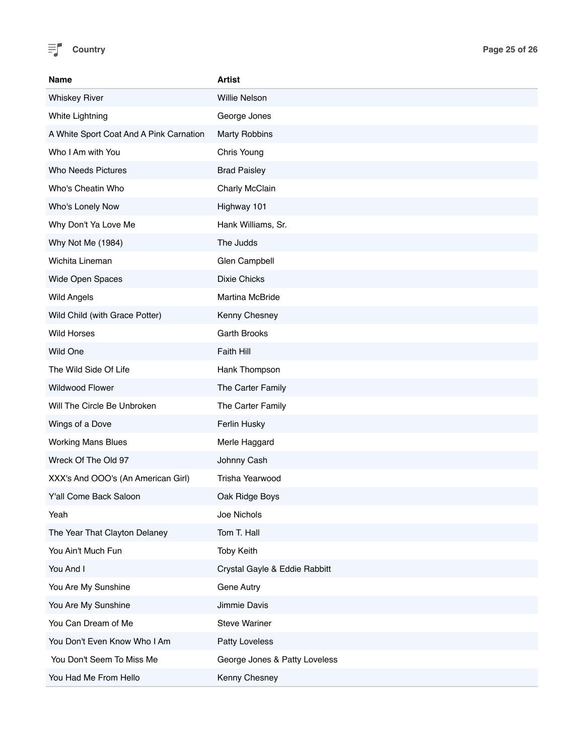| Name | Artist |
| --- | --- |
| Whiskey River | Willie Nelson |
| White Lightning | George Jones |
| A White Sport Coat And A Pink Carnation | Marty Robbins |
| Who I Am with You | Chris Young |
| Who Needs Pictures | Brad Paisley |
| Who's Cheatin Who | Charly McClain |
| Who's Lonely Now | Highway 101 |
| Why Don't Ya Love Me | Hank Williams, Sr. |
| Why Not Me (1984) | The Judds |
| Wichita Lineman | Glen Campbell |
| Wide Open Spaces | Dixie Chicks |
| Wild Angels | Martina McBride |
| Wild Child (with Grace Potter) | Kenny Chesney |
| Wild Horses | Garth Brooks |
| Wild One | Faith Hill |
| The Wild Side Of Life | Hank Thompson |
| Wildwood Flower | The Carter Family |
| Will The Circle Be Unbroken | The Carter Family |
| Wings of a Dove | Ferlin Husky |
| Working Mans Blues | Merle Haggard |
| Wreck Of The Old 97 | Johnny Cash |
| XXX's And OOO's (An American Girl) | Trisha Yearwood |
| Y'all Come Back Saloon | Oak Ridge Boys |
| Yeah | Joe Nichols |
| The Year That Clayton Delaney | Tom T. Hall |
| You Ain't Much Fun | Toby Keith |
| You And I | Crystal Gayle & Eddie Rabbitt |
| You Are My Sunshine | Gene Autry |
| You Are My Sunshine | Jimmie Davis |
| You Can Dream of Me | Steve Wariner |
| You Don't Even Know Who I Am | Patty Loveless |
| You Don't Seem To Miss Me | George Jones & Patty Loveless |
| You Had Me From Hello | Kenny Chesney |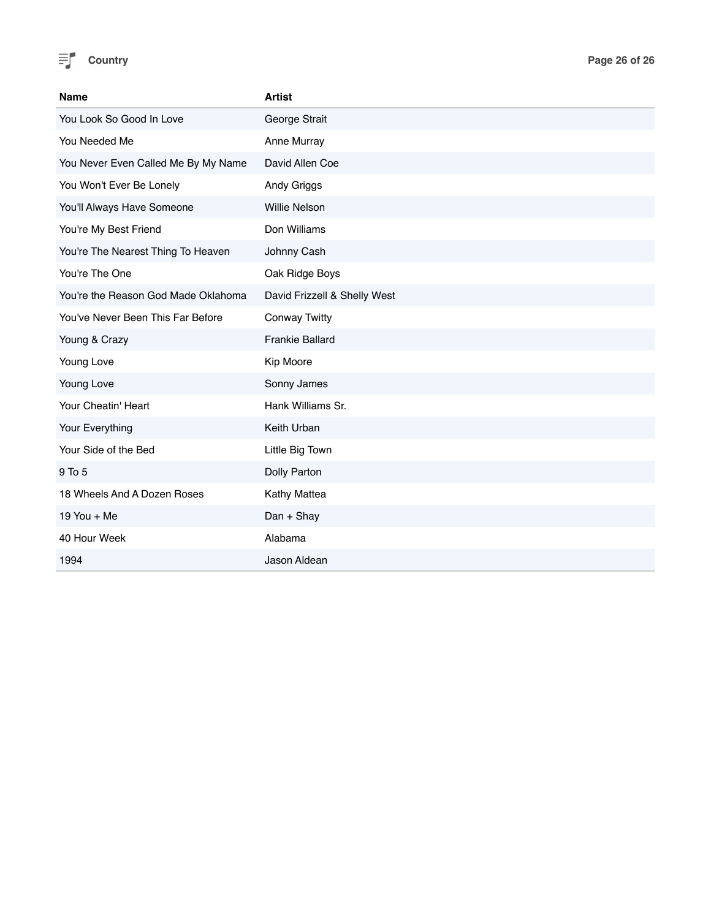| Name | Artist |
|---|---|
| You Look So Good In Love | George Strait |
| You Needed Me | Anne Murray |
| You Never Even Called Me By My Name | David Allen Coe |
| You Won't Ever Be Lonely | Andy Griggs |
| You'll Always Have Someone | Willie Nelson |
| You're My Best Friend | Don Williams |
| You're The Nearest Thing To Heaven | Johnny Cash |
| You're The One | Oak Ridge Boys |
| You're the Reason God Made Oklahoma | David Frizzell & Shelly West |
| You've Never Been This Far Before | Conway Twitty |
| Young & Crazy | Frankie Ballard |
| Young Love | Kip Moore |
| Young Love | Sonny James |
| Your Cheatin' Heart | Hank Williams Sr. |
| Your Everything | Keith Urban |
| Your Side of the Bed | Little Big Town |
| 9 To 5 | Dolly Parton |
| 18 Wheels And A Dozen Roses | Kathy Mattea |
| 19 You + Me | Dan + Shay |
| 40 Hour Week | Alabama |
| 1994 | Jason Aldean |